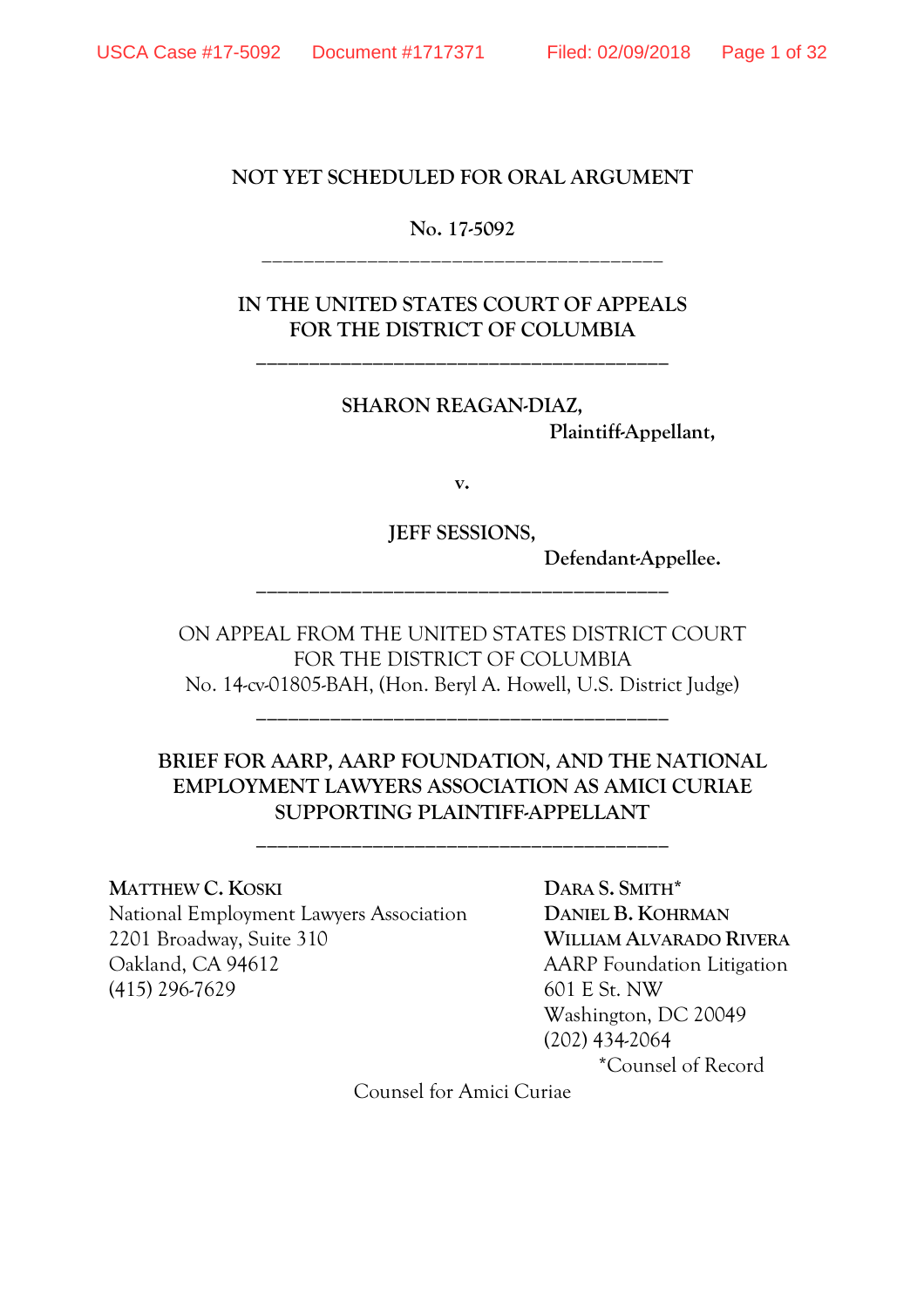NOT YET SCHEDULED FOR ORAL ARGUMENT

No. 17-5092

---

IN THE UNITED STATES COURT OF APPEALS
FOR THE DISTRICT OF COLUMBIA

---

**SHARON REAGAN-DIAZ,**
**Plaintiff-Appellant,**

**v.**

**JEFF SESSIONS,**
**Defendant-Appellee.**

---

ON APPEAL FROM THE UNITED STATES DISTRICT COURT
FOR THE DISTRICT OF COLUMBIA
No. 14-cv-01805-BAH, (Hon. Beryl A. Howell, U.S. District Judge)

---

**BRIEF FOR AARP, AARP FOUNDATION, AND THE NATIONAL EMPLOYMENT LAWYERS ASSOCIATION AS AMICI CURIAE SUPPORTING PLAINTIFF-APPELLANT**

---

**MATTHEW C. KOSKI**
National Employment Lawyers Association
2201 Broadway, Suite 310
Oakland, CA 94612
(415) 296-7629

**DARA S. SMITH***
**DANIEL B. KOHRMAN**
**WILLIAM ALVARADO RIVERA**
AARP Foundation Litigation
601 E St. NW
Washington, DC 20049
(202) 434-2064
*Counsel of Record

Counsel for Amici Curiae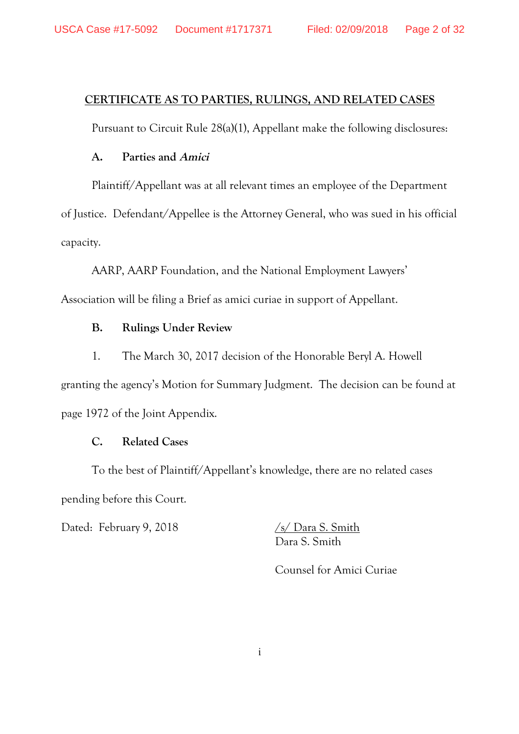## CERTIFICATE AS TO PARTIES, RULINGS, AND RELATED CASES

Pursuant to Circuit Rule 28(a)(1), Appellant make the following disclosures:

### A. Parties and *Amici*

Plaintiff/Appellant was at all relevant times an employee of the Department of Justice. Defendant/Appellee is the Attorney General, who was sued in his official capacity.

AARP, AARP Foundation, and the National Employment Lawyers' Association will be filing a Brief as amici curiae in support of Appellant.

### B. Rulings Under Review

1. The March 30, 2017 decision of the Honorable Beryl A. Howell granting the agency's Motion for Summary Judgment. The decision can be found at page 1972 of the Joint Appendix.

### C. Related Cases

To the best of Plaintiff/Appellant's knowledge, there are no related cases pending before this Court.

Dated: February 9, 2018

/s/ Dara S. Smith
Dara S. Smith

Counsel for Amici Curiae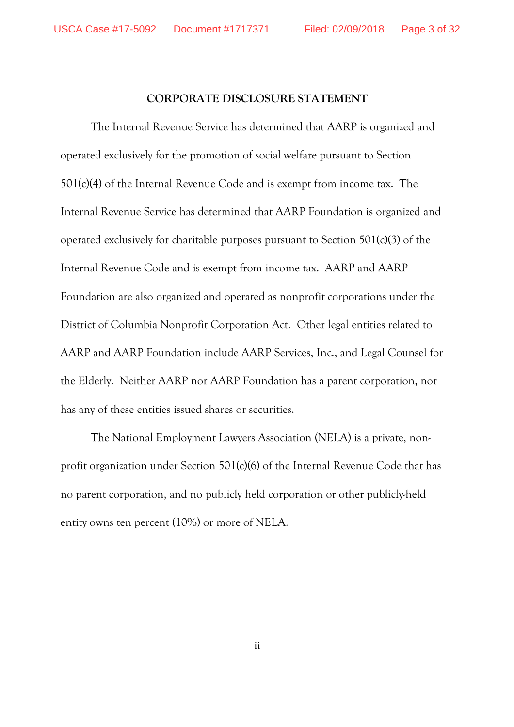## CORPORATE DISCLOSURE STATEMENT

The Internal Revenue Service has determined that AARP is organized and operated exclusively for the promotion of social welfare pursuant to Section 501(c)(4) of the Internal Revenue Code and is exempt from income tax. The Internal Revenue Service has determined that AARP Foundation is organized and operated exclusively for charitable purposes pursuant to Section 501(c)(3) of the Internal Revenue Code and is exempt from income tax. AARP and AARP Foundation are also organized and operated as nonprofit corporations under the District of Columbia Nonprofit Corporation Act. Other legal entities related to AARP and AARP Foundation include AARP Services, Inc., and Legal Counsel for the Elderly. Neither AARP nor AARP Foundation has a parent corporation, nor has any of these entities issued shares or securities.

The National Employment Lawyers Association (NELA) is a private, non-profit organization under Section 501(c)(6) of the Internal Revenue Code that has no parent corporation, and no publicly held corporation or other publicly-held entity owns ten percent (10%) or more of NELA.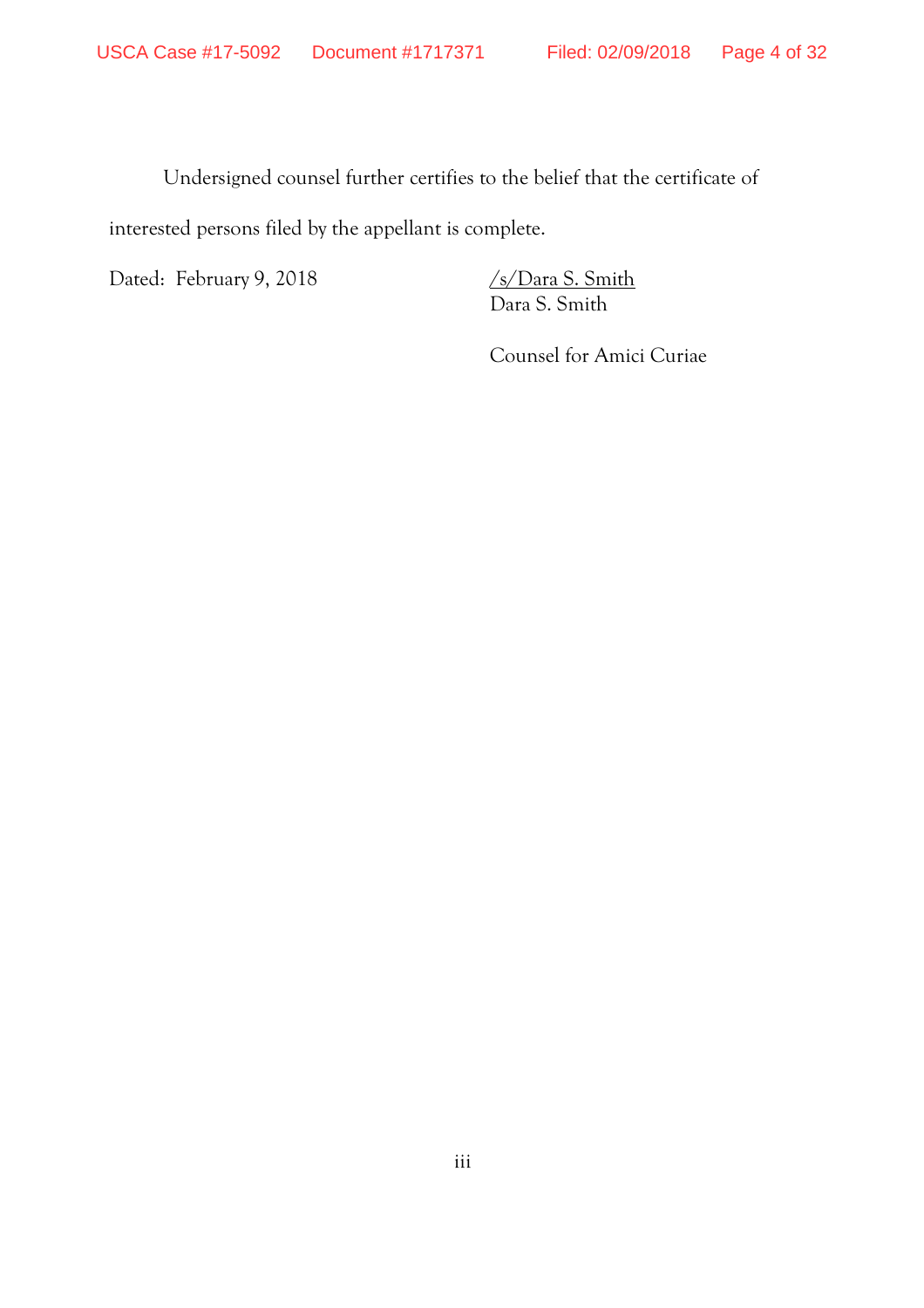Undersigned counsel further certifies to the belief that the certificate of interested persons filed by the appellant is complete.

Dated: February 9, 2018

/s/Dara S. Smith
Dara S. Smith

Counsel for Amici Curiae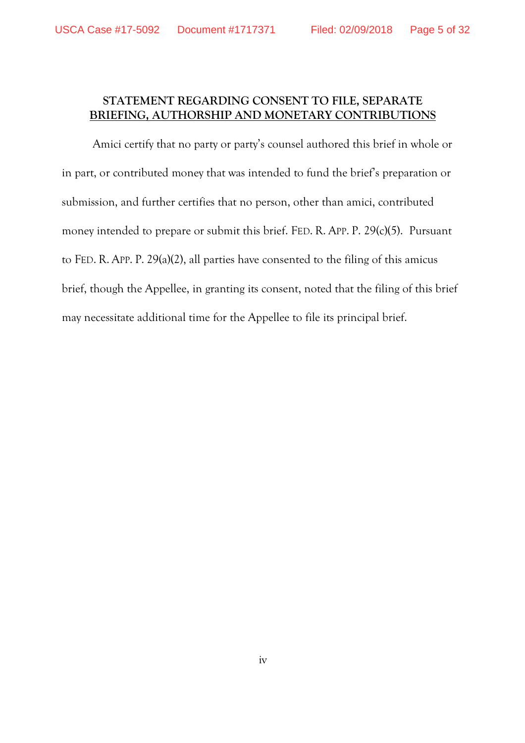## STATEMENT REGARDING CONSENT TO FILE, SEPARATE BRIEFING, AUTHORSHIP AND MONETARY CONTRIBUTIONS

Amici certify that no party or party's counsel authored this brief in whole or in part, or contributed money that was intended to fund the brief's preparation or submission, and further certifies that no person, other than amici, contributed money intended to prepare or submit this brief. FED. R. APP. P. 29(c)(5). Pursuant to FED. R. APP. P. 29(a)(2), all parties have consented to the filing of this amicus brief, though the Appellee, in granting its consent, noted that the filing of this brief may necessitate additional time for the Appellee to file its principal brief.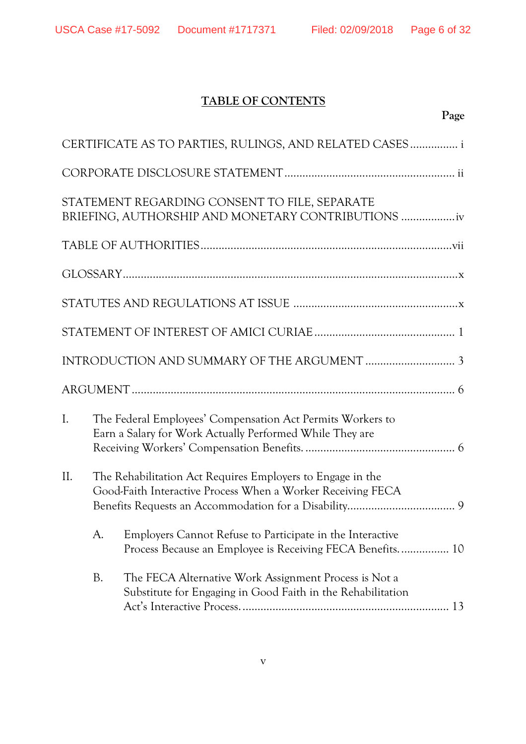# TABLE OF CONTENTS

**Page**

CERTIFICATE AS TO PARTIES, RULINGS, AND RELATED CASES ................ i

CORPORATE DISCLOSURE STATEMENT ........................................................ ii

STATEMENT REGARDING CONSENT TO FILE, SEPARATE BRIEFING, AUTHORSHIP AND MONETARY CONTRIBUTIONS .................. iv

TABLE OF AUTHORITIES ..................................................................................vii

GLOSSARY ...............................................................................................................x

STATUTES AND REGULATIONS AT ISSUE .......................................................x

STATEMENT OF INTEREST OF AMICI CURIAE ............................................... 1

INTRODUCTION AND SUMMARY OF THE ARGUMENT ............................. 3

ARGUMENT ........................................................................................................... 6

I. The Federal Employees' Compensation Act Permits Workers to Earn a Salary for Work Actually Performed While They are Receiving Workers' Compensation Benefits. ................................................. 6

II. The Rehabilitation Act Requires Employers to Engage in the Good-Faith Interactive Process When a Worker Receiving FECA Benefits Requests an Accommodation for a Disability.................................... 9

   A. Employers Cannot Refuse to Participate in the Interactive Process Because an Employee is Receiving FECA Benefits................. 10

   B. The FECA Alternative Work Assignment Process is Not a Substitute for Engaging in Good Faith in the Rehabilitation Act's Interactive Process...................................................................... 13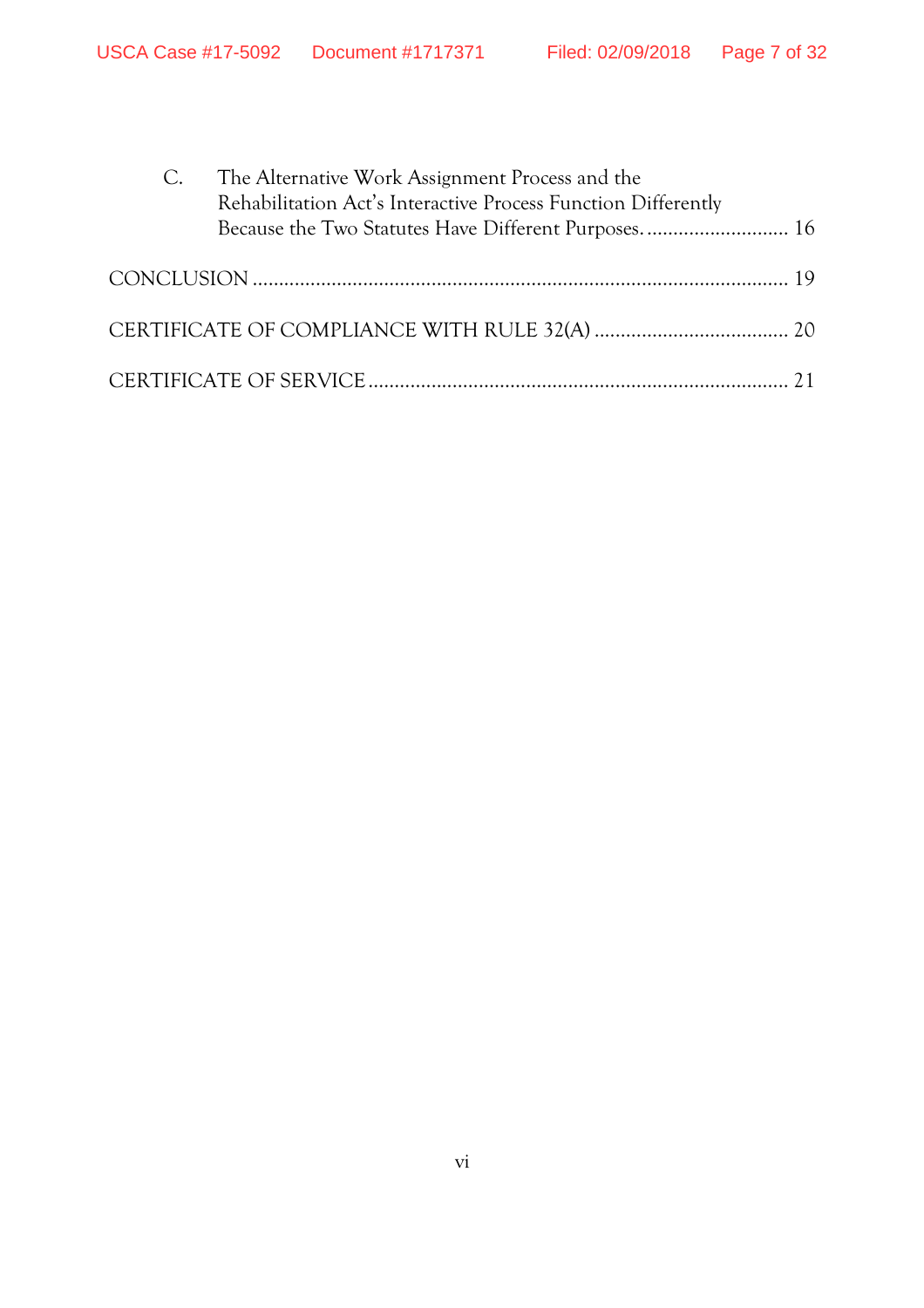C. The Alternative Work Assignment Process and the Rehabilitation Act's Interactive Process Function Differently Because the Two Statutes Have Different Purposes. ........................... 16

CONCLUSION ........................................................................................................ 19

CERTIFICATE OF COMPLIANCE WITH RULE 32(A) ..................................... 20

CERTIFICATE OF SERVICE ................................................................................ 21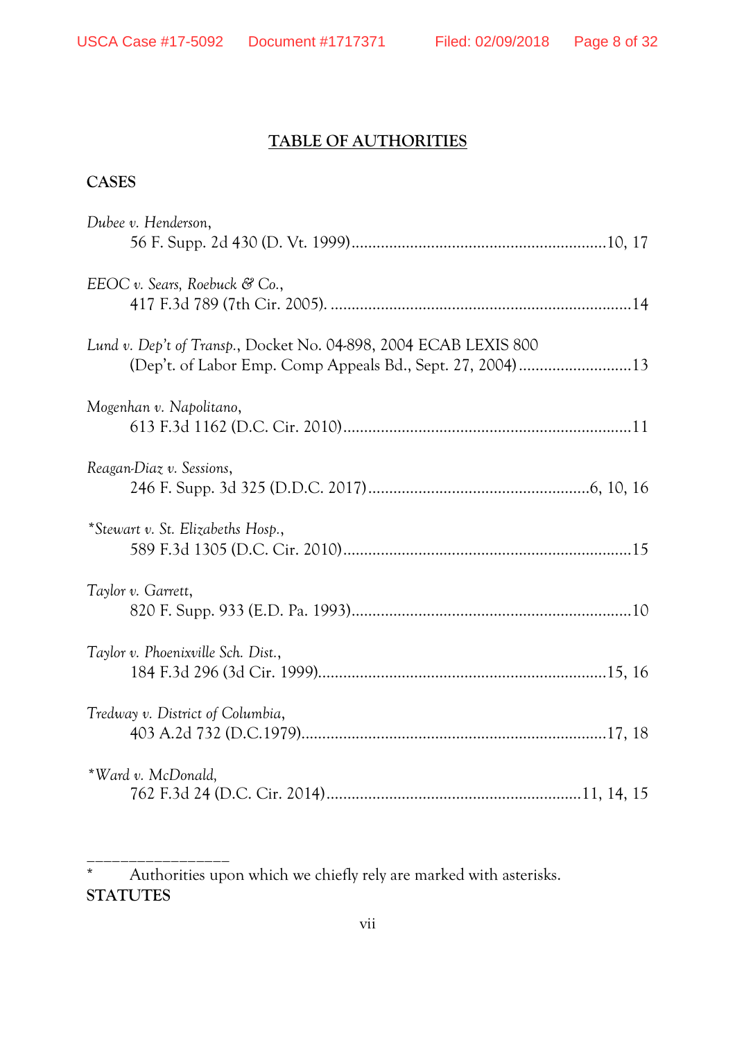## TABLE OF AUTHORITIES

### CASES

*Dubee v. Henderson*,
56 F. Supp. 2d 430 (D. Vt. 1999) ............................................................ 10, 17

*EEOC v. Sears, Roebuck & Co.*,
417 F.3d 789 (7th Cir. 2005). ....................................................................... 14

*Lund v. Dep't of Transp.*, Docket No. 04-898, 2004 ECAB LEXIS 800
(Dep't. of Labor Emp. Comp Appeals Bd., Sept. 27, 2004) .......................... 13

*Mogenhan v. Napolitano*,
613 F.3d 1162 (D.C. Cir. 2010) .................................................................... 11

*Reagan-Diaz v. Sessions*,
246 F. Supp. 3d 325 (D.D.C. 2017) .................................................... 6, 10, 16

*\*Stewart v. St. Elizabeths Hosp.*,
589 F.3d 1305 (D.C. Cir. 2010) .................................................................... 15

*Taylor v. Garrett*,
820 F. Supp. 933 (E.D. Pa. 1993) .................................................................. 10

*Taylor v. Phoenixville Sch. Dist.*,
184 F.3d 296 (3d Cir. 1999) .................................................................... 15, 16

*Tredway v. District of Columbia*,
403 A.2d 732 (D.C.1979) ........................................................................ 17, 18

*\*Ward v. McDonald*,
762 F.3d 24 (D.C. Cir. 2014) ............................................................ 11, 14, 15

---

\* Authorities upon which we chiefly rely are marked with asterisks.

### STATUTES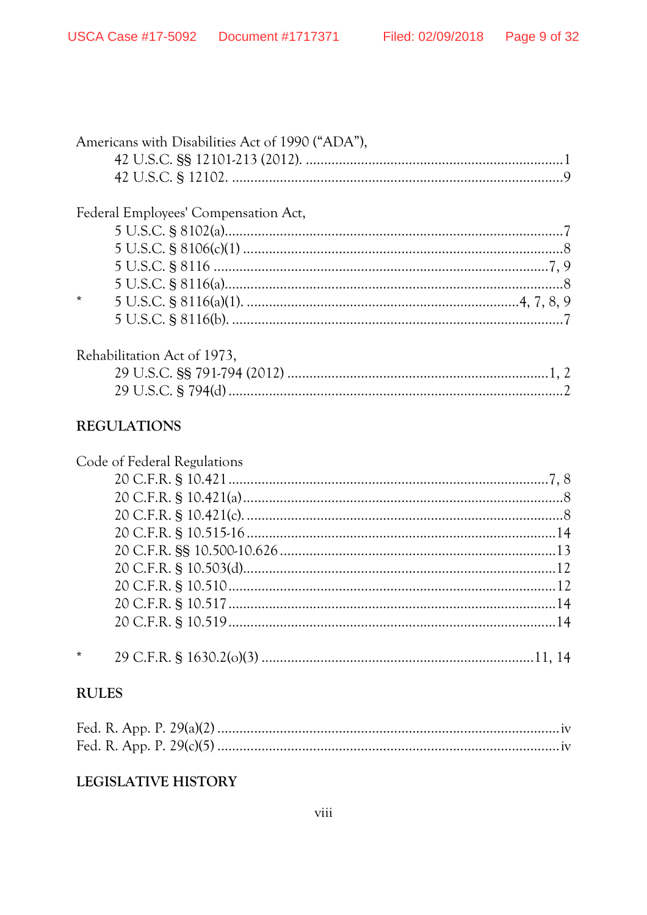Americans with Disabilities Act of 1990 ("ADA"),

42 U.S.C. §§ 12101-213 (2012). ....................................................................1
42 U.S.C. § 12102. .........................................................................................9

Federal Employees' Compensation Act,

5 U.S.C. § 8102(a)...........................................................................................7
5 U.S.C. § 8106(c)(1) ......................................................................................8
5 U.S.C. § 8116 ..........................................................................................7, 9
5 U.S.C. § 8116(a)...........................................................................................8
* 5 U.S.C. § 8116(a)(1). .........................................................................4, 7, 8, 9
5 U.S.C. § 8116(b). .........................................................................................7

Rehabilitation Act of 1973,

29 U.S.C. §§ 791-794 (2012) .......................................................................1, 2
29 U.S.C. § 794(d) ..........................................................................................2

**REGULATIONS**

Code of Federal Regulations

20 C.F.R. § 10.421 ......................................................................................7, 8
20 C.F.R. § 10.421(a)......................................................................................8
20 C.F.R. § 10.421(c). .....................................................................................8
20 C.F.R. § 10.515-16 ...................................................................................14
20 C.F.R. §§ 10.500-10.626 ..........................................................................13
20 C.F.R. § 10.503(d)....................................................................................12
20 C.F.R. § 10.510 ........................................................................................12
20 C.F.R. § 10.517 ........................................................................................14
20 C.F.R. § 10.519 ........................................................................................14

* 29 C.F.R. § 1630.2(o)(3) .........................................................................11, 14

**RULES**

Fed. R. App. P. 29(a)(2) ............................................................................iv
Fed. R. App. P. 29(c)(5) ............................................................................iv

**LEGISLATIVE HISTORY**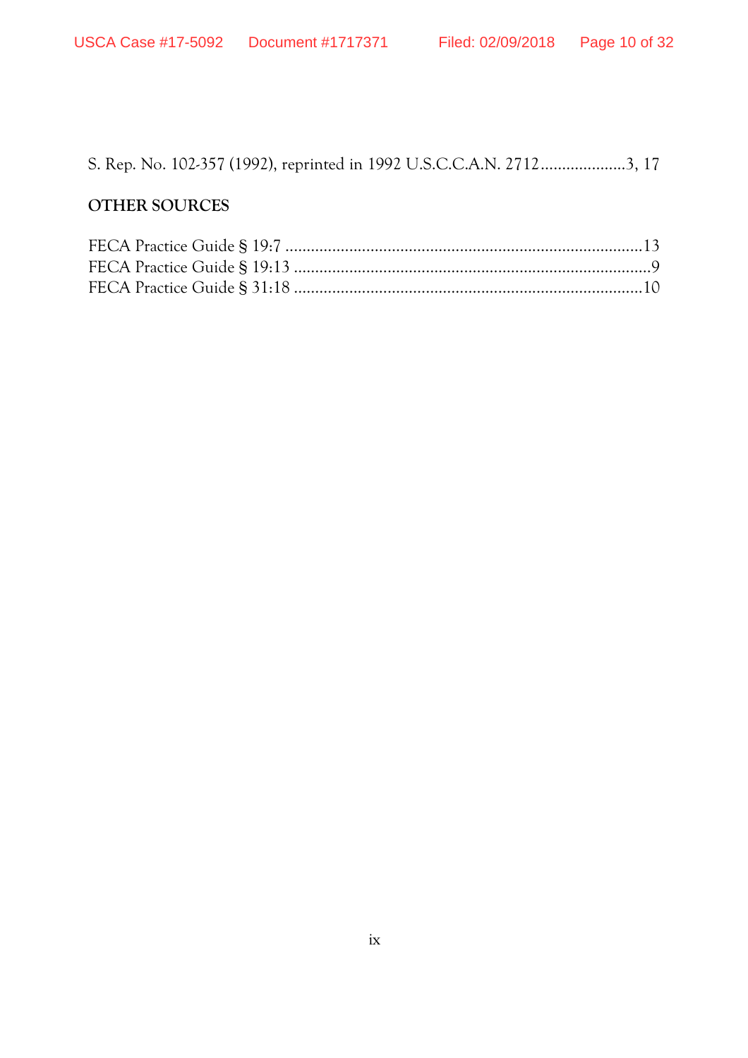S. Rep. No. 102-357 (1992), reprinted in 1992 U.S.C.C.A.N. 2712....................3, 17

## OTHER SOURCES

FECA Practice Guide § 19:7 ....................................................................................13
FECA Practice Guide § 19:13 ....................................................................................9
FECA Practice Guide § 31:18 ..................................................................................10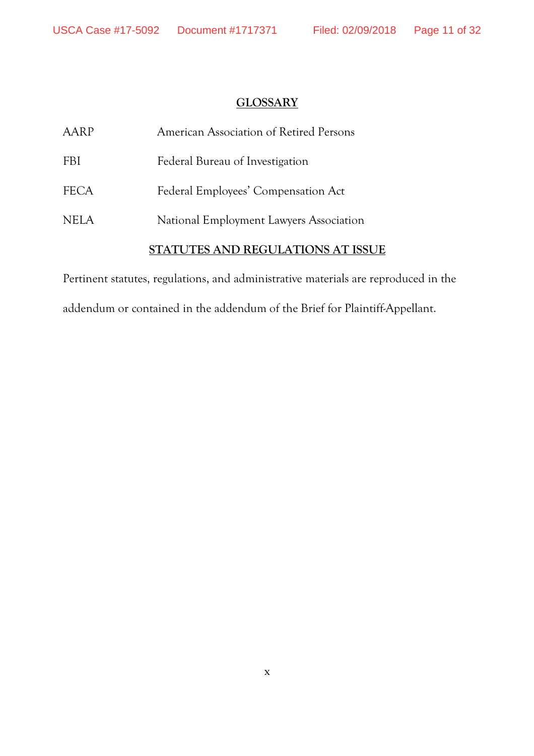## GLOSSARY

| | |
|---|---|
| AARP | American Association of Retired Persons |
| FBI | Federal Bureau of Investigation |
| FECA | Federal Employees' Compensation Act |
| NELA | National Employment Lawyers Association |

## STATUTES AND REGULATIONS AT ISSUE

Pertinent statutes, regulations, and administrative materials are reproduced in the addendum or contained in the addendum of the Brief for Plaintiff-Appellant.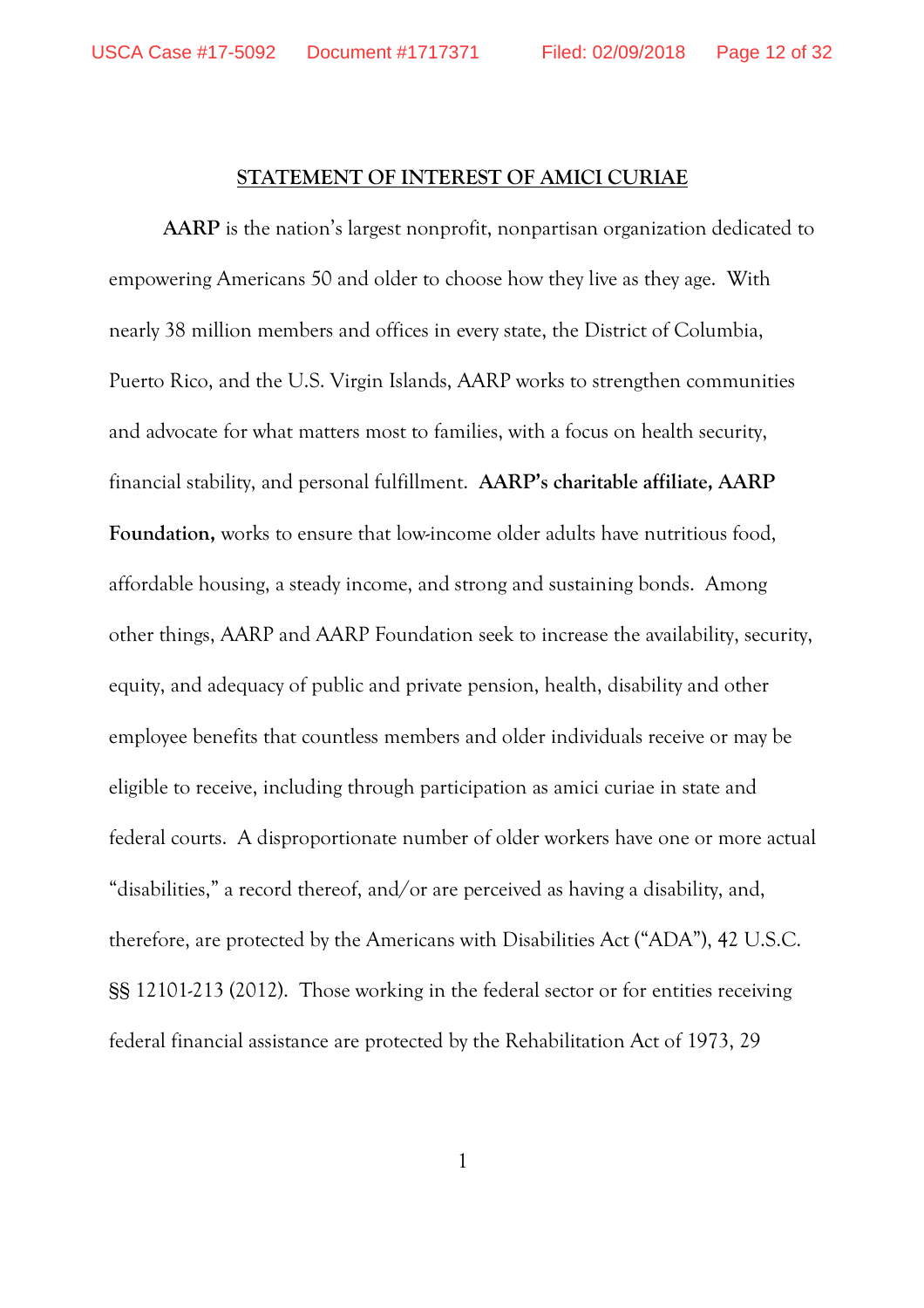## STATEMENT OF INTEREST OF AMICI CURIAE

**AARP** is the nation's largest nonprofit, nonpartisan organization dedicated to empowering Americans 50 and older to choose how they live as they age. With nearly 38 million members and offices in every state, the District of Columbia, Puerto Rico, and the U.S. Virgin Islands, AARP works to strengthen communities and advocate for what matters most to families, with a focus on health security, financial stability, and personal fulfillment. **AARP's charitable affiliate, AARP Foundation,** works to ensure that low-income older adults have nutritious food, affordable housing, a steady income, and strong and sustaining bonds. Among other things, AARP and AARP Foundation seek to increase the availability, security, equity, and adequacy of public and private pension, health, disability and other employee benefits that countless members and older individuals receive or may be eligible to receive, including through participation as amici curiae in state and federal courts. A disproportionate number of older workers have one or more actual "disabilities," a record thereof, and/or are perceived as having a disability, and, therefore, are protected by the Americans with Disabilities Act ("ADA"), 42 U.S.C. §§ 12101-213 (2012). Those working in the federal sector or for entities receiving federal financial assistance are protected by the Rehabilitation Act of 1973, 29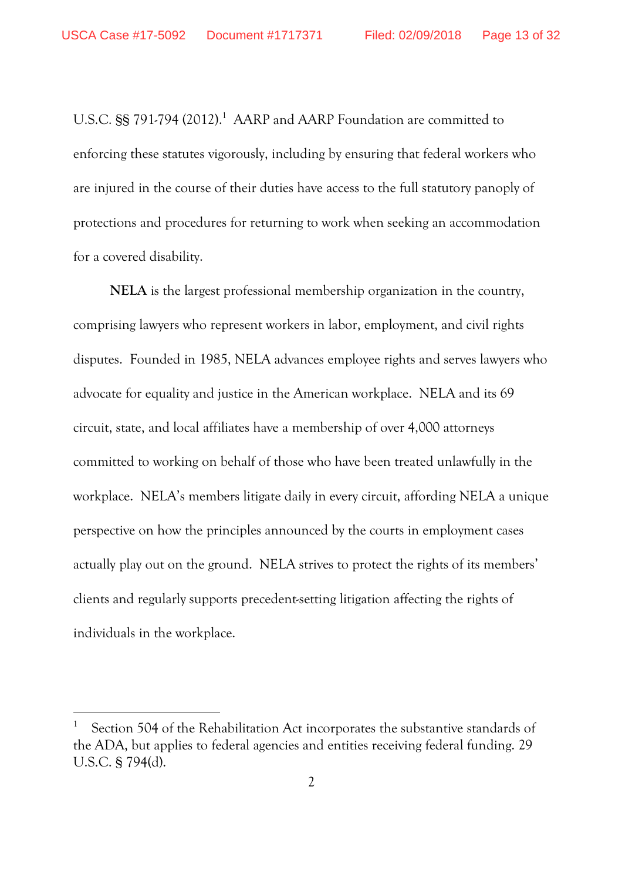U.S.C. §§ 791-794 (2012).[1] AARP and AARP Foundation are committed to enforcing these statutes vigorously, including by ensuring that federal workers who are injured in the course of their duties have access to the full statutory panoply of protections and procedures for returning to work when seeking an accommodation for a covered disability.

**NELA** is the largest professional membership organization in the country, comprising lawyers who represent workers in labor, employment, and civil rights disputes. Founded in 1985, NELA advances employee rights and serves lawyers who advocate for equality and justice in the American workplace. NELA and its 69 circuit, state, and local affiliates have a membership of over 4,000 attorneys committed to working on behalf of those who have been treated unlawfully in the workplace. NELA's members litigate daily in every circuit, affording NELA a unique perspective on how the principles announced by the courts in employment cases actually play out on the ground. NELA strives to protect the rights of its members' clients and regularly supports precedent-setting litigation affecting the rights of individuals in the workplace.

---

[1] Section 504 of the Rehabilitation Act incorporates the substantive standards of the ADA, but applies to federal agencies and entities receiving federal funding. 29 U.S.C. § 794(d).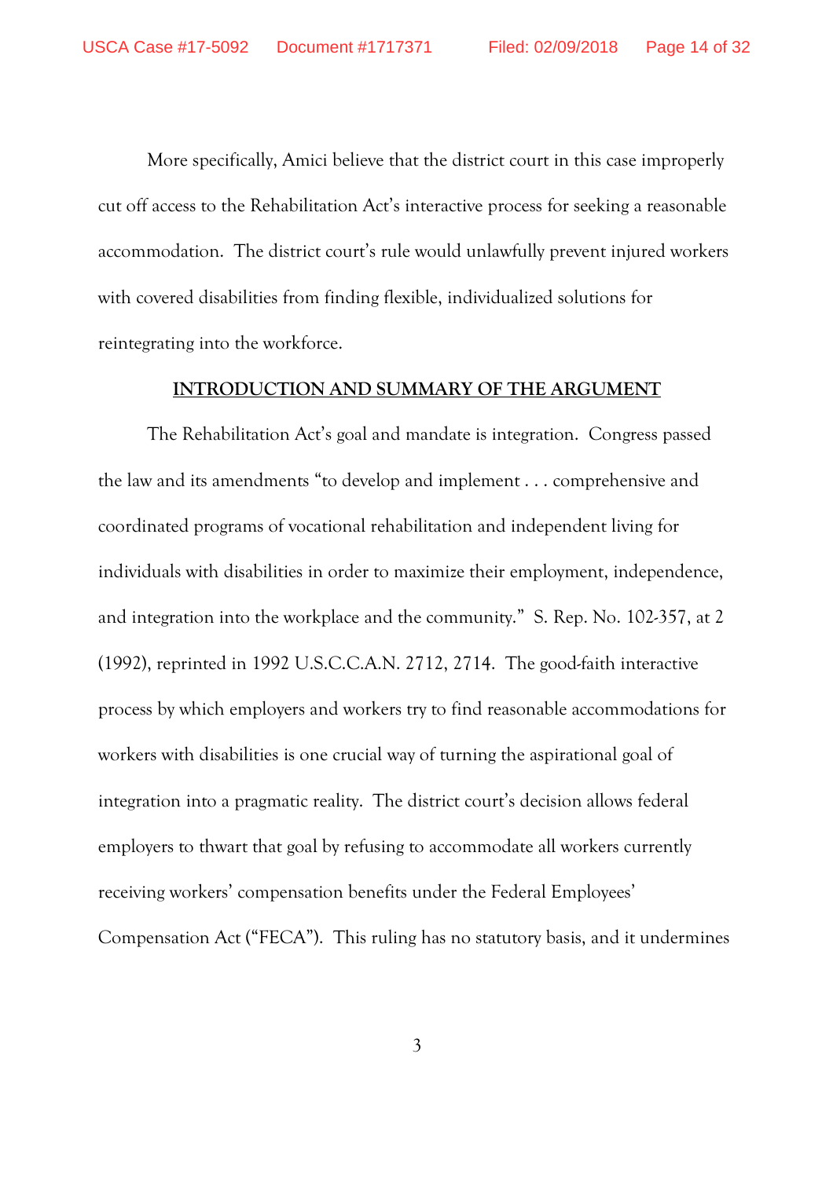More specifically, Amici believe that the district court in this case improperly cut off access to the Rehabilitation Act's interactive process for seeking a reasonable accommodation. The district court's rule would unlawfully prevent injured workers with covered disabilities from finding flexible, individualized solutions for reintegrating into the workforce.

## INTRODUCTION AND SUMMARY OF THE ARGUMENT

The Rehabilitation Act's goal and mandate is integration. Congress passed the law and its amendments "to develop and implement . . . comprehensive and coordinated programs of vocational rehabilitation and independent living for individuals with disabilities in order to maximize their employment, independence, and integration into the workplace and the community." S. Rep. No. 102-357, at 2 (1992), reprinted in 1992 U.S.C.C.A.N. 2712, 2714. The good-faith interactive process by which employers and workers try to find reasonable accommodations for workers with disabilities is one crucial way of turning the aspirational goal of integration into a pragmatic reality. The district court's decision allows federal employers to thwart that goal by refusing to accommodate all workers currently receiving workers' compensation benefits under the Federal Employees' Compensation Act ("FECA"). This ruling has no statutory basis, and it undermines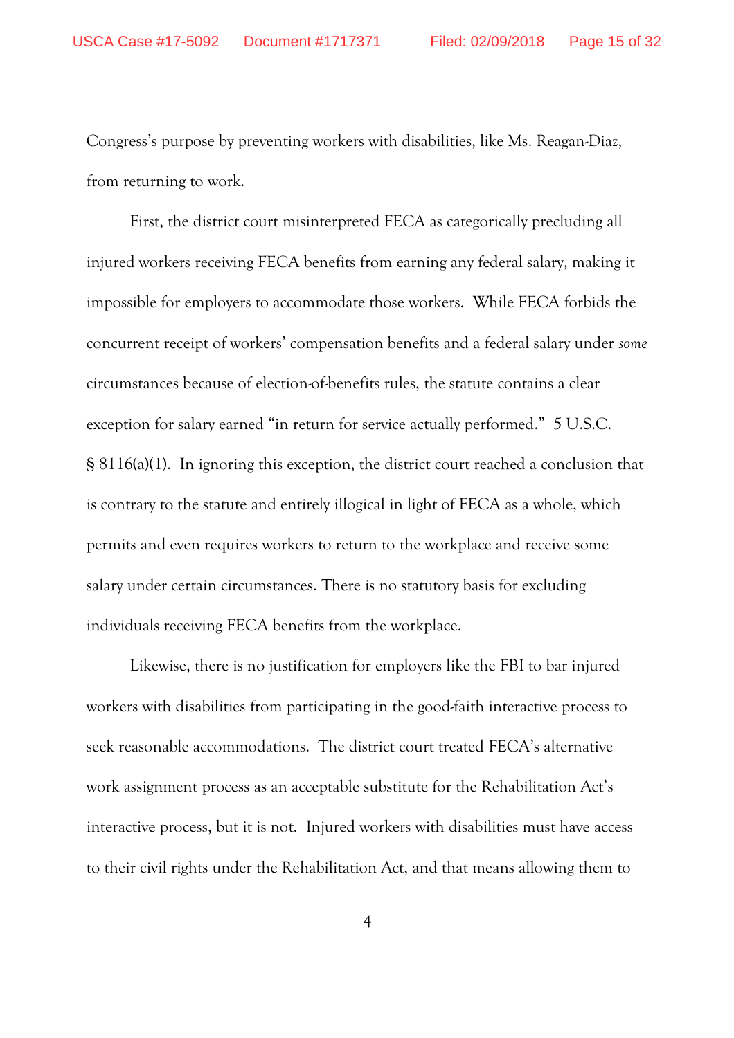Congress's purpose by preventing workers with disabilities, like Ms. Reagan-Diaz, from returning to work.

First, the district court misinterpreted FECA as categorically precluding all injured workers receiving FECA benefits from earning any federal salary, making it impossible for employers to accommodate those workers. While FECA forbids the concurrent receipt of workers' compensation benefits and a federal salary under *some* circumstances because of election-of-benefits rules, the statute contains a clear exception for salary earned "in return for service actually performed." 5 U.S.C. § 8116(a)(1). In ignoring this exception, the district court reached a conclusion that is contrary to the statute and entirely illogical in light of FECA as a whole, which permits and even requires workers to return to the workplace and receive some salary under certain circumstances. There is no statutory basis for excluding individuals receiving FECA benefits from the workplace.

Likewise, there is no justification for employers like the FBI to bar injured workers with disabilities from participating in the good-faith interactive process to seek reasonable accommodations. The district court treated FECA's alternative work assignment process as an acceptable substitute for the Rehabilitation Act's interactive process, but it is not. Injured workers with disabilities must have access to their civil rights under the Rehabilitation Act, and that means allowing them to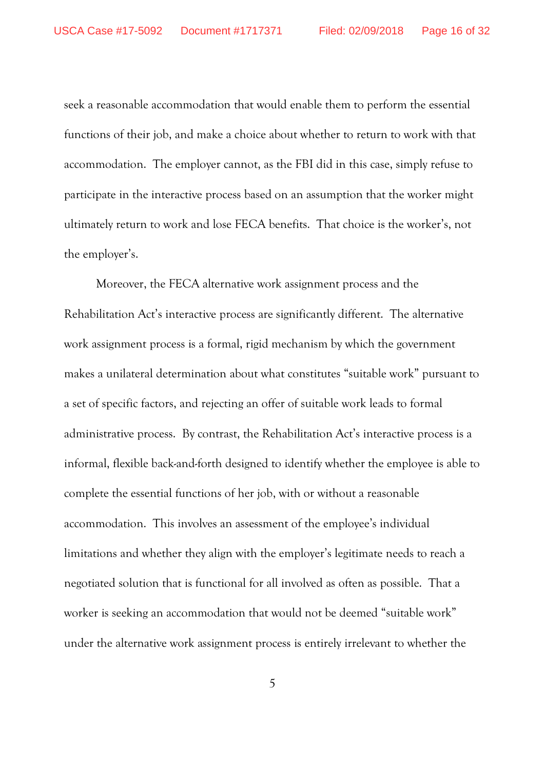seek a reasonable accommodation that would enable them to perform the essential functions of their job, and make a choice about whether to return to work with that accommodation. The employer cannot, as the FBI did in this case, simply refuse to participate in the interactive process based on an assumption that the worker might ultimately return to work and lose FECA benefits. That choice is the worker's, not the employer's.

Moreover, the FECA alternative work assignment process and the Rehabilitation Act's interactive process are significantly different. The alternative work assignment process is a formal, rigid mechanism by which the government makes a unilateral determination about what constitutes "suitable work" pursuant to a set of specific factors, and rejecting an offer of suitable work leads to formal administrative process. By contrast, the Rehabilitation Act's interactive process is a informal, flexible back-and-forth designed to identify whether the employee is able to complete the essential functions of her job, with or without a reasonable accommodation. This involves an assessment of the employee's individual limitations and whether they align with the employer's legitimate needs to reach a negotiated solution that is functional for all involved as often as possible. That a worker is seeking an accommodation that would not be deemed "suitable work" under the alternative work assignment process is entirely irrelevant to whether the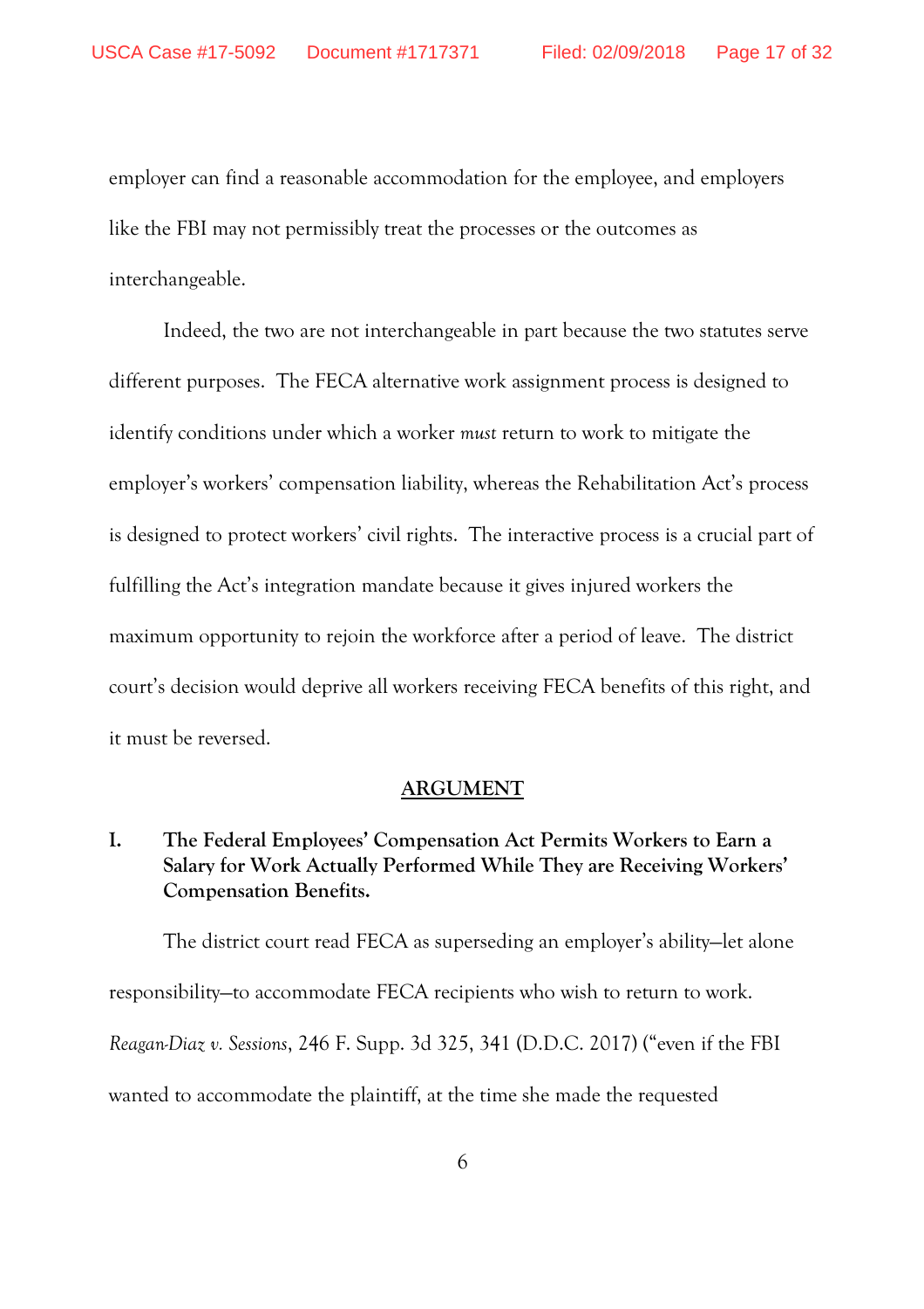employer can find a reasonable accommodation for the employee, and employers like the FBI may not permissibly treat the processes or the outcomes as interchangeable.

Indeed, the two are not interchangeable in part because the two statutes serve different purposes. The FECA alternative work assignment process is designed to identify conditions under which a worker *must* return to work to mitigate the employer's workers' compensation liability, whereas the Rehabilitation Act's process is designed to protect workers' civil rights. The interactive process is a crucial part of fulfilling the Act's integration mandate because it gives injured workers the maximum opportunity to rejoin the workforce after a period of leave. The district court's decision would deprive all workers receiving FECA benefits of this right, and it must be reversed.

## ARGUMENT

### I. The Federal Employees' Compensation Act Permits Workers to Earn a Salary for Work Actually Performed While They are Receiving Workers' Compensation Benefits.

The district court read FECA as superseding an employer's ability—let alone responsibility—to accommodate FECA recipients who wish to return to work. *Reagan-Diaz v. Sessions*, 246 F. Supp. 3d 325, 341 (D.D.C. 2017) ("even if the FBI wanted to accommodate the plaintiff, at the time she made the requested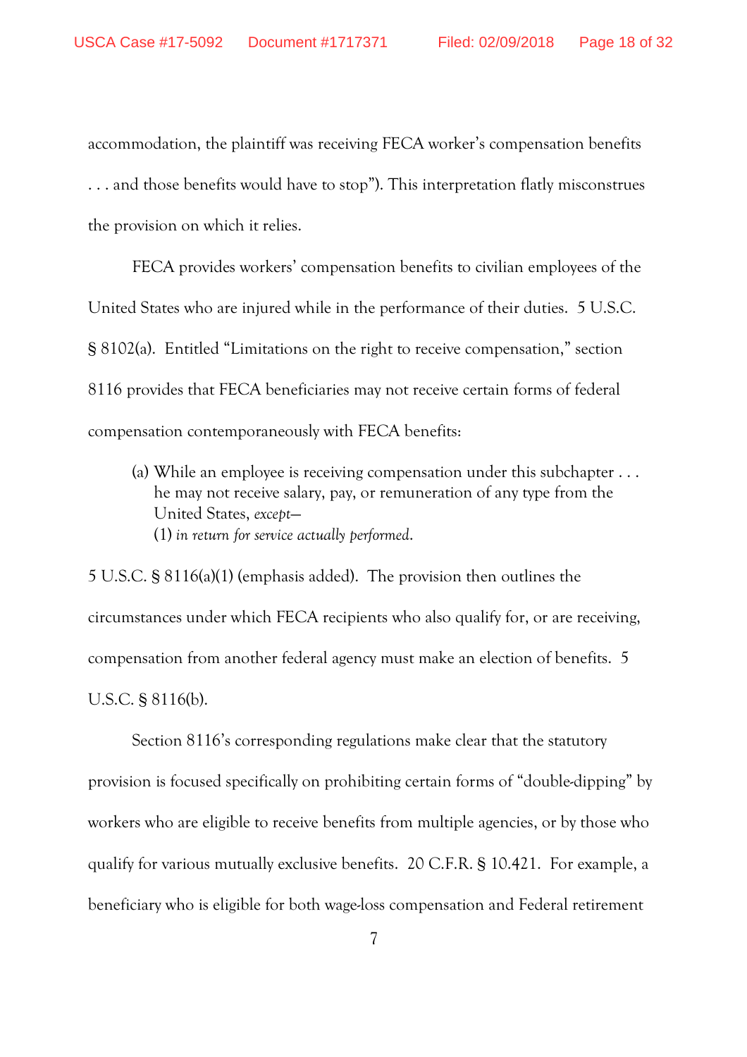accommodation, the plaintiff was receiving FECA worker's compensation benefits . . . and those benefits would have to stop"). This interpretation flatly misconstrues the provision on which it relies.

FECA provides workers' compensation benefits to civilian employees of the United States who are injured while in the performance of their duties. 5 U.S.C. § 8102(a). Entitled "Limitations on the right to receive compensation," section 8116 provides that FECA beneficiaries may not receive certain forms of federal compensation contemporaneously with FECA benefits:

> (a) While an employee is receiving compensation under this subchapter . . . he may not receive salary, pay, or remuneration of any type from the United States, *except*—
> (1) *in return for service actually performed*.

5 U.S.C. § 8116(a)(1) (emphasis added). The provision then outlines the circumstances under which FECA recipients who also qualify for, or are receiving, compensation from another federal agency must make an election of benefits. 5 U.S.C. § 8116(b).

Section 8116's corresponding regulations make clear that the statutory provision is focused specifically on prohibiting certain forms of "double-dipping" by workers who are eligible to receive benefits from multiple agencies, or by those who qualify for various mutually exclusive benefits. 20 C.F.R. § 10.421. For example, a beneficiary who is eligible for both wage-loss compensation and Federal retirement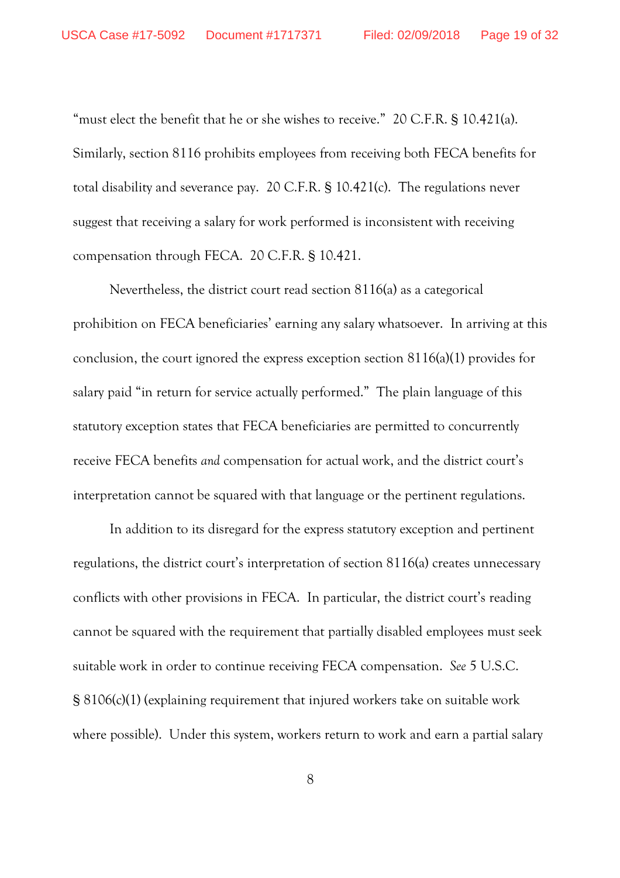"must elect the benefit that he or she wishes to receive." 20 C.F.R. § 10.421(a). Similarly, section 8116 prohibits employees from receiving both FECA benefits for total disability and severance pay. 20 C.F.R. § 10.421(c). The regulations never suggest that receiving a salary for work performed is inconsistent with receiving compensation through FECA. 20 C.F.R. § 10.421.

Nevertheless, the district court read section 8116(a) as a categorical prohibition on FECA beneficiaries' earning any salary whatsoever. In arriving at this conclusion, the court ignored the express exception section 8116(a)(1) provides for salary paid "in return for service actually performed." The plain language of this statutory exception states that FECA beneficiaries are permitted to concurrently receive FECA benefits *and* compensation for actual work, and the district court's interpretation cannot be squared with that language or the pertinent regulations.

In addition to its disregard for the express statutory exception and pertinent regulations, the district court's interpretation of section 8116(a) creates unnecessary conflicts with other provisions in FECA. In particular, the district court's reading cannot be squared with the requirement that partially disabled employees must seek suitable work in order to continue receiving FECA compensation. *See* 5 U.S.C. § 8106(c)(1) (explaining requirement that injured workers take on suitable work where possible). Under this system, workers return to work and earn a partial salary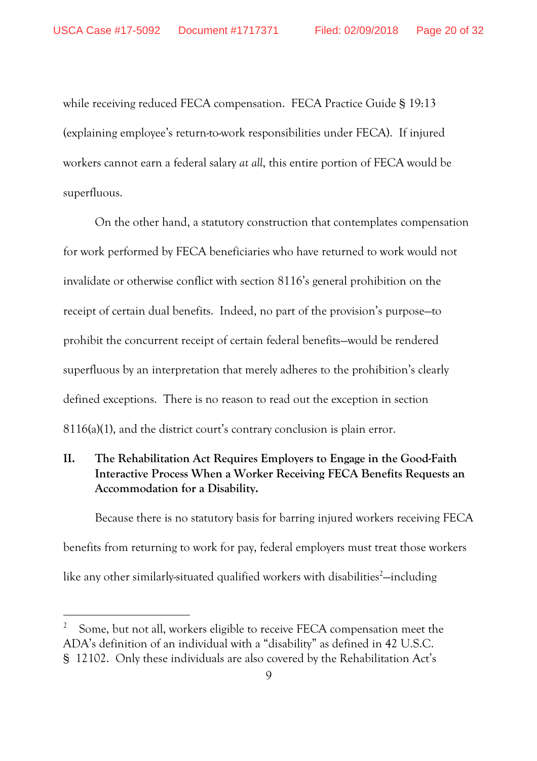while receiving reduced FECA compensation. FECA Practice Guide § 19:13 (explaining employee's return-to-work responsibilities under FECA). If injured workers cannot earn a federal salary *at all*, this entire portion of FECA would be superfluous.

On the other hand, a statutory construction that contemplates compensation for work performed by FECA beneficiaries who have returned to work would not invalidate or otherwise conflict with section 8116's general prohibition on the receipt of certain dual benefits. Indeed, no part of the provision's purpose—to prohibit the concurrent receipt of certain federal benefits—would be rendered superfluous by an interpretation that merely adheres to the prohibition's clearly defined exceptions. There is no reason to read out the exception in section 8116(a)(1), and the district court's contrary conclusion is plain error.

## II. The Rehabilitation Act Requires Employers to Engage in the Good-Faith Interactive Process When a Worker Receiving FECA Benefits Requests an Accommodation for a Disability.

Because there is no statutory basis for barring injured workers receiving FECA benefits from returning to work for pay, federal employers must treat those workers like any other similarly-situated qualified workers with disabilities[2]—including

---

[2] Some, but not all, workers eligible to receive FECA compensation meet the ADA's definition of an individual with a "disability" as defined in 42 U.S.C. § 12102. Only these individuals are also covered by the Rehabilitation Act's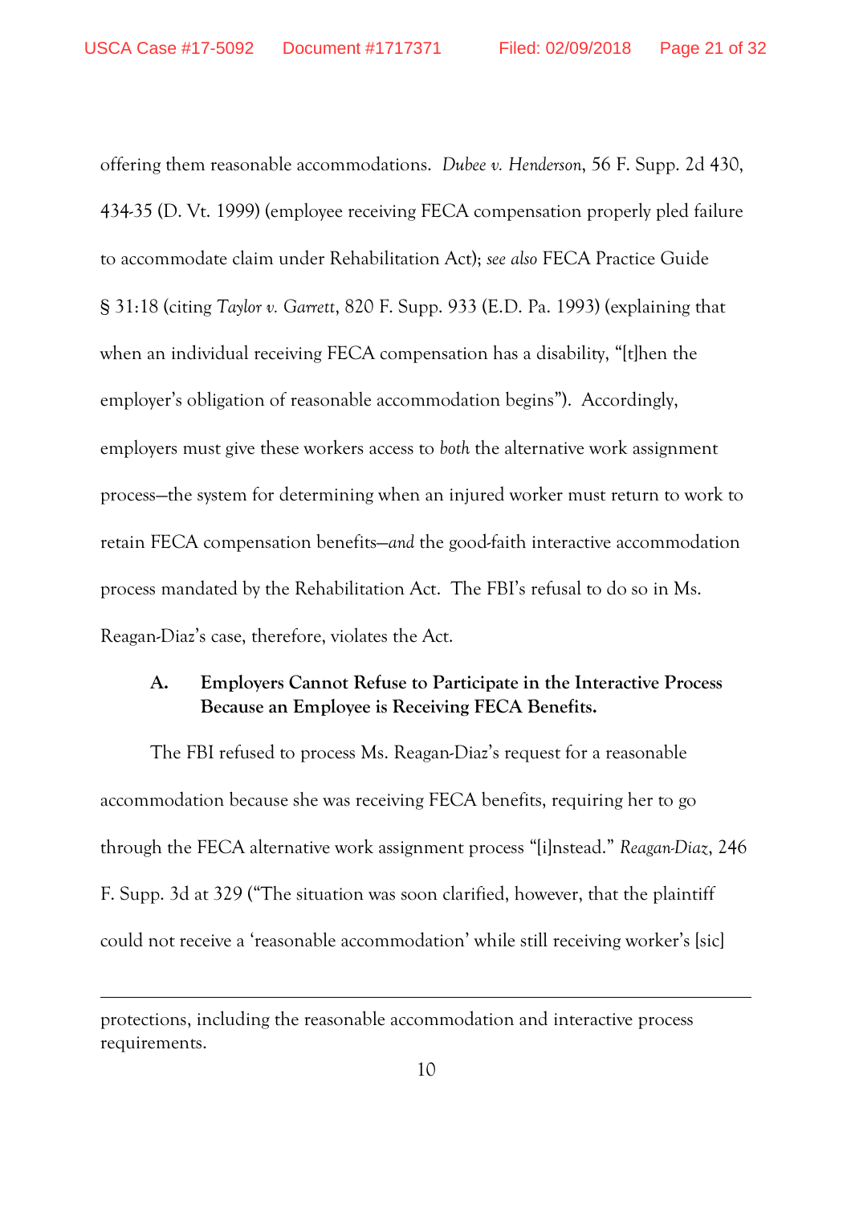offering them reasonable accommodations. *Dubee v. Henderson*, 56 F. Supp. 2d 430, 434-35 (D. Vt. 1999) (employee receiving FECA compensation properly pled failure to accommodate claim under Rehabilitation Act); *see also* FECA Practice Guide § 31:18 (citing *Taylor v. Garrett*, 820 F. Supp. 933 (E.D. Pa. 1993) (explaining that when an individual receiving FECA compensation has a disability, "[t]hen the employer's obligation of reasonable accommodation begins"). Accordingly, employers must give these workers access to *both* the alternative work assignment process—the system for determining when an injured worker must return to work to retain FECA compensation benefits—*and* the good-faith interactive accommodation process mandated by the Rehabilitation Act. The FBI's refusal to do so in Ms. Reagan-Diaz's case, therefore, violates the Act.

### A. Employers Cannot Refuse to Participate in the Interactive Process Because an Employee is Receiving FECA Benefits.

The FBI refused to process Ms. Reagan-Diaz's request for a reasonable accommodation because she was receiving FECA benefits, requiring her to go through the FECA alternative work assignment process "[i]nstead." *Reagan-Diaz*, 246 F. Supp. 3d at 329 ("The situation was soon clarified, however, that the plaintiff could not receive a 'reasonable accommodation' while still receiving worker's [sic]

---

protections, including the reasonable accommodation and interactive process requirements.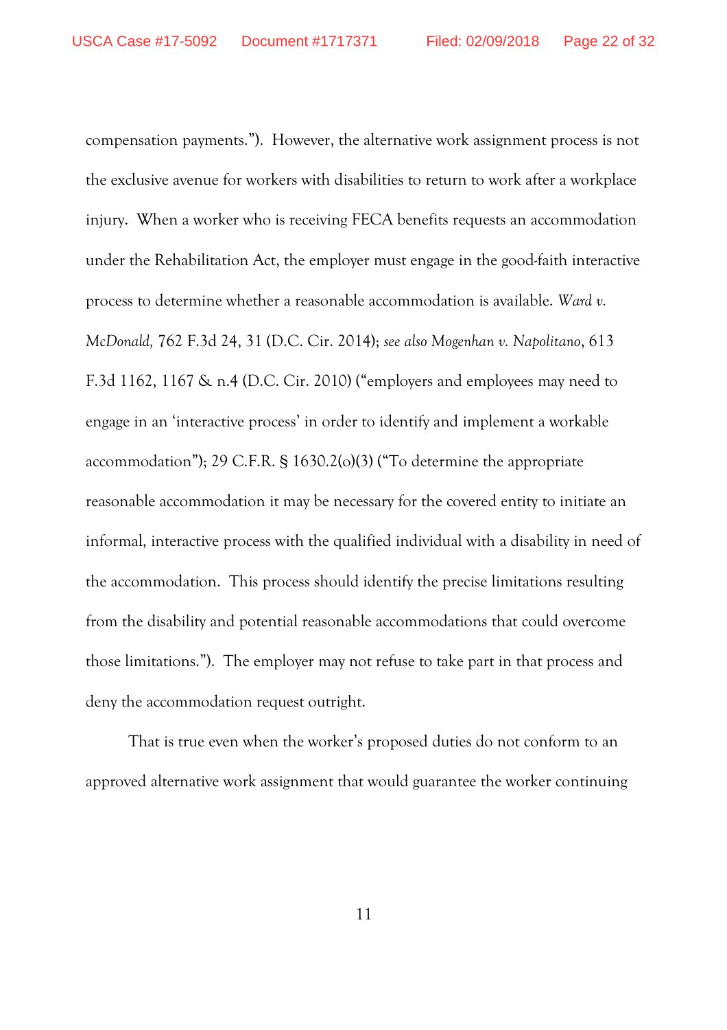compensation payments."). However, the alternative work assignment process is not the exclusive avenue for workers with disabilities to return to work after a workplace injury. When a worker who is receiving FECA benefits requests an accommodation under the Rehabilitation Act, the employer must engage in the good-faith interactive process to determine whether a reasonable accommodation is available. *Ward v. McDonald,* 762 F.3d 24, 31 (D.C. Cir. 2014); *see also Mogenhan v. Napolitano*, 613 F.3d 1162, 1167 & n.4 (D.C. Cir. 2010) ("employers and employees may need to engage in an 'interactive process' in order to identify and implement a workable accommodation"); 29 C.F.R. § 1630.2(o)(3) ("To determine the appropriate reasonable accommodation it may be necessary for the covered entity to initiate an informal, interactive process with the qualified individual with a disability in need of the accommodation. This process should identify the precise limitations resulting from the disability and potential reasonable accommodations that could overcome those limitations."). The employer may not refuse to take part in that process and deny the accommodation request outright.

That is true even when the worker's proposed duties do not conform to an approved alternative work assignment that would guarantee the worker continuing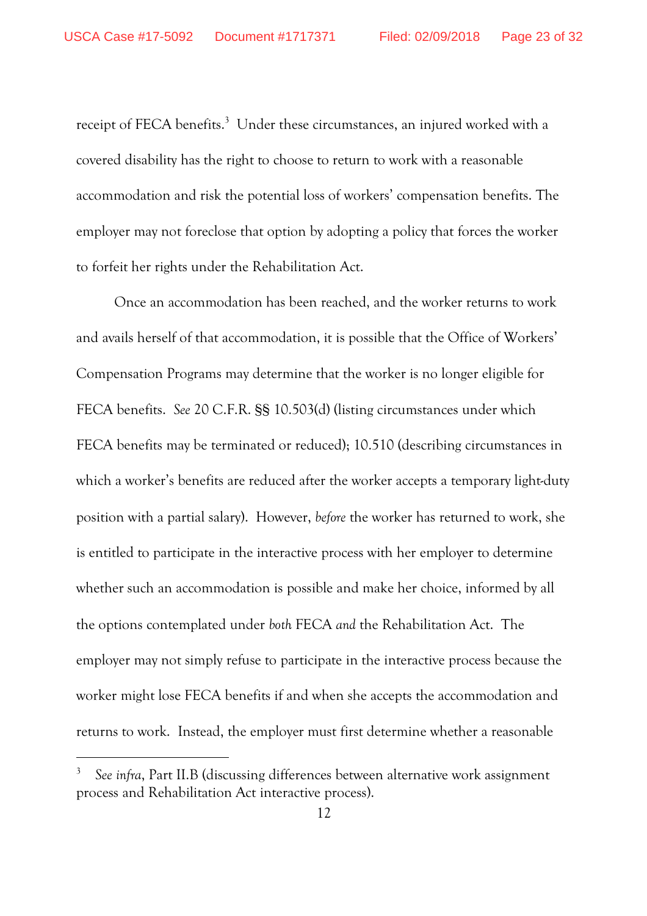receipt of FECA benefits.[3] Under these circumstances, an injured worked with a covered disability has the right to choose to return to work with a reasonable accommodation and risk the potential loss of workers' compensation benefits. The employer may not foreclose that option by adopting a policy that forces the worker to forfeit her rights under the Rehabilitation Act.

Once an accommodation has been reached, and the worker returns to work and avails herself of that accommodation, it is possible that the Office of Workers' Compensation Programs may determine that the worker is no longer eligible for FECA benefits. *See* 20 C.F.R. §§ 10.503(d) (listing circumstances under which FECA benefits may be terminated or reduced); 10.510 (describing circumstances in which a worker's benefits are reduced after the worker accepts a temporary light-duty position with a partial salary). However, *before* the worker has returned to work, she is entitled to participate in the interactive process with her employer to determine whether such an accommodation is possible and make her choice, informed by all the options contemplated under *both* FECA *and* the Rehabilitation Act. The employer may not simply refuse to participate in the interactive process because the worker might lose FECA benefits if and when she accepts the accommodation and returns to work. Instead, the employer must first determine whether a reasonable

[3] *See infra*, Part II.B (discussing differences between alternative work assignment process and Rehabilitation Act interactive process).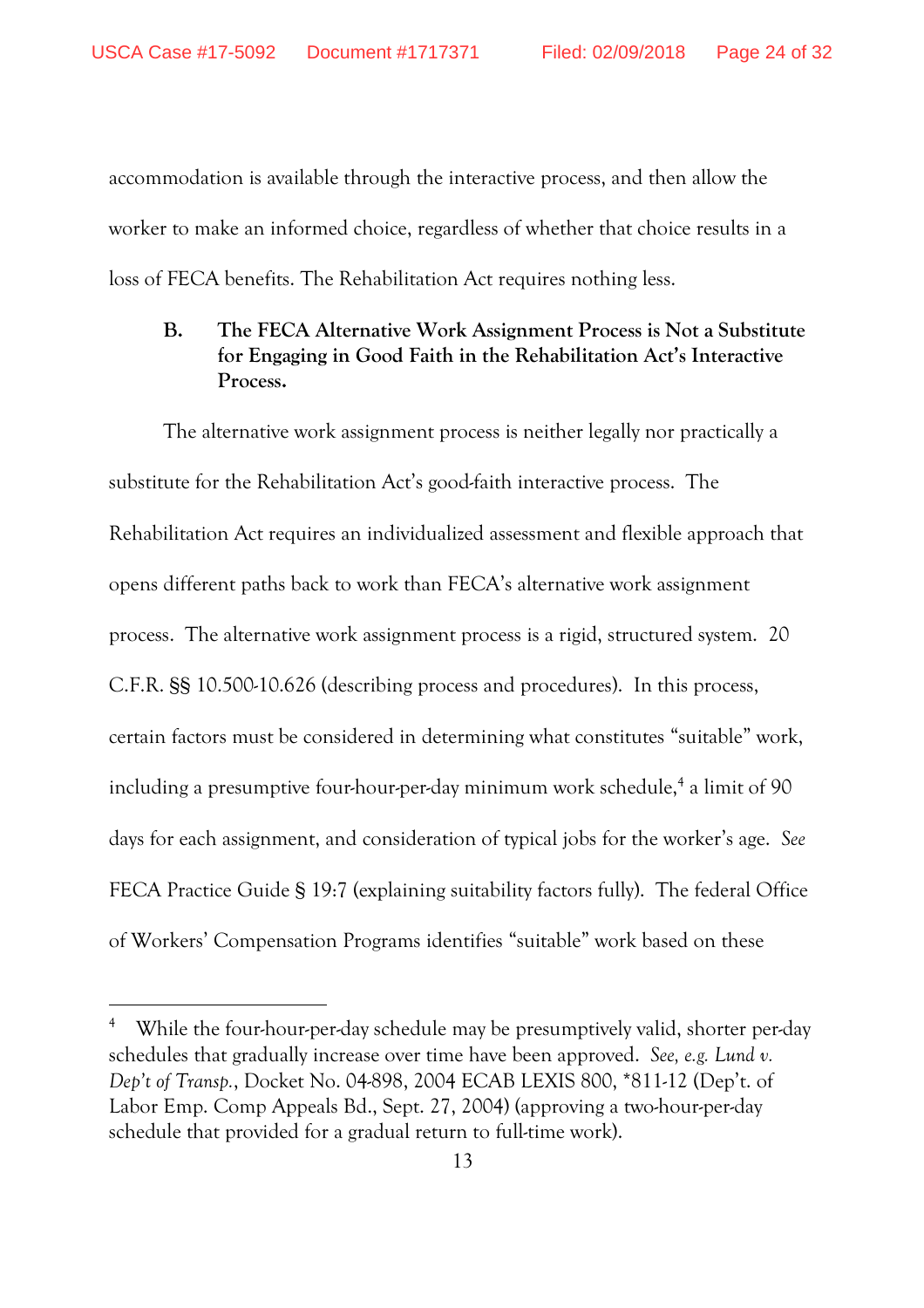accommodation is available through the interactive process, and then allow the worker to make an informed choice, regardless of whether that choice results in a loss of FECA benefits. The Rehabilitation Act requires nothing less.

### B. The FECA Alternative Work Assignment Process is Not a Substitute for Engaging in Good Faith in the Rehabilitation Act's Interactive Process.

The alternative work assignment process is neither legally nor practically a substitute for the Rehabilitation Act's good-faith interactive process. The Rehabilitation Act requires an individualized assessment and flexible approach that opens different paths back to work than FECA's alternative work assignment process. The alternative work assignment process is a rigid, structured system. 20 C.F.R. §§ 10.500-10.626 (describing process and procedures). In this process, certain factors must be considered in determining what constitutes "suitable" work, including a presumptive four-hour-per-day minimum work schedule,[4] a limit of 90 days for each assignment, and consideration of typical jobs for the worker's age. *See* FECA Practice Guide § 19:7 (explaining suitability factors fully). The federal Office of Workers' Compensation Programs identifies "suitable" work based on these

---

[4] While the four-hour-per-day schedule may be presumptively valid, shorter per-day schedules that gradually increase over time have been approved. *See, e.g. Lund v. Dep't of Transp.*, Docket No. 04-898, 2004 ECAB LEXIS 800, *811-12 (Dep't. of Labor Emp. Comp Appeals Bd., Sept. 27, 2004) (approving a two-hour-per-day schedule that provided for a gradual return to full-time work).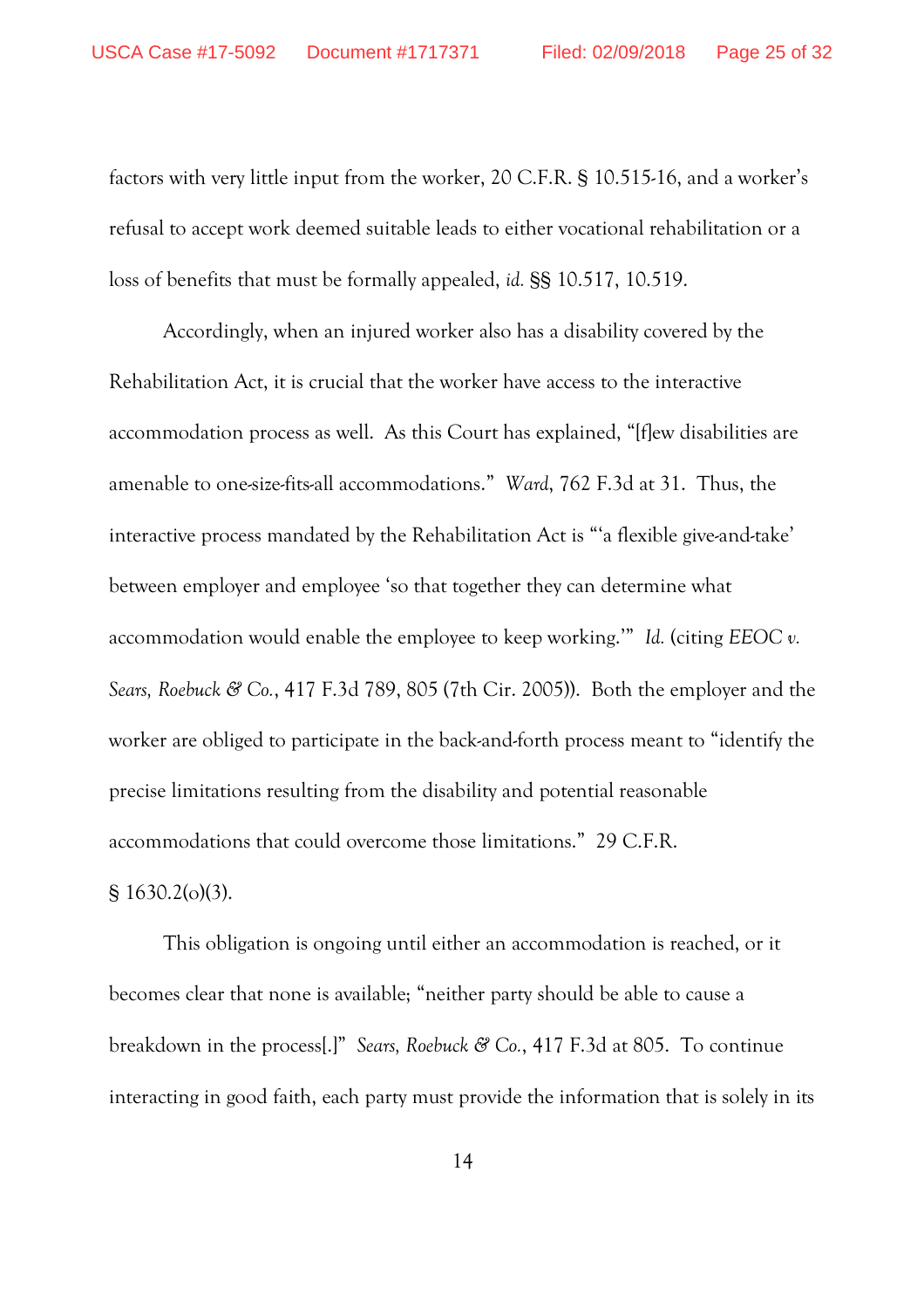factors with very little input from the worker, 20 C.F.R. § 10.515-16, and a worker's refusal to accept work deemed suitable leads to either vocational rehabilitation or a loss of benefits that must be formally appealed, *id.* §§ 10.517, 10.519.

Accordingly, when an injured worker also has a disability covered by the Rehabilitation Act, it is crucial that the worker have access to the interactive accommodation process as well. As this Court has explained, "[f]ew disabilities are amenable to one-size-fits-all accommodations." *Ward*, 762 F.3d at 31. Thus, the interactive process mandated by the Rehabilitation Act is "'a flexible give-and-take' between employer and employee 'so that together they can determine what accommodation would enable the employee to keep working.'" *Id.* (citing *EEOC v. Sears, Roebuck & Co.*, 417 F.3d 789, 805 (7th Cir. 2005)). Both the employer and the worker are obliged to participate in the back-and-forth process meant to "identify the precise limitations resulting from the disability and potential reasonable accommodations that could overcome those limitations." 29 C.F.R. § 1630.2(o)(3).

This obligation is ongoing until either an accommodation is reached, or it becomes clear that none is available; "neither party should be able to cause a breakdown in the process[.]" *Sears, Roebuck & Co.*, 417 F.3d at 805. To continue interacting in good faith, each party must provide the information that is solely in its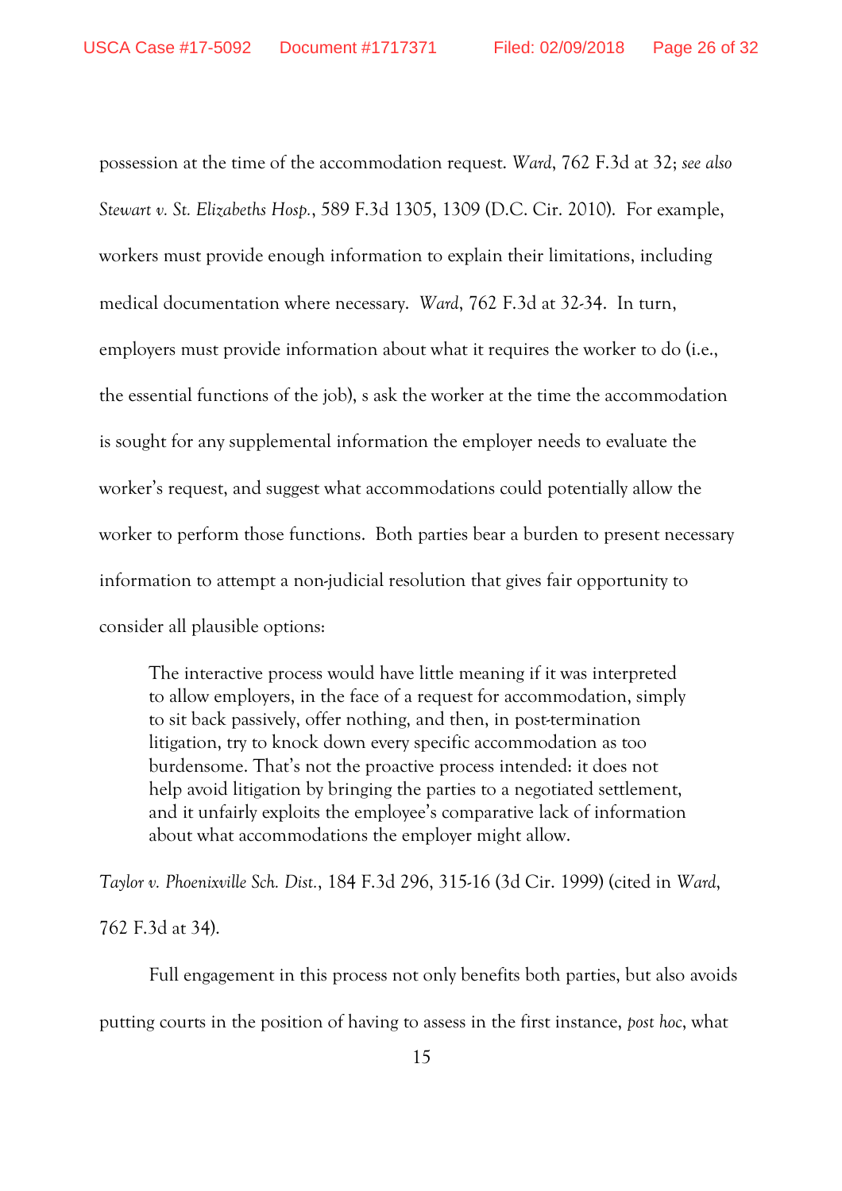possession at the time of the accommodation request. *Ward*, 762 F.3d at 32; *see also Stewart v. St. Elizabeths Hosp.*, 589 F.3d 1305, 1309 (D.C. Cir. 2010). For example, workers must provide enough information to explain their limitations, including medical documentation where necessary. *Ward*, 762 F.3d at 32-34. In turn, employers must provide information about what it requires the worker to do (i.e., the essential functions of the job), s ask the worker at the time the accommodation is sought for any supplemental information the employer needs to evaluate the worker's request, and suggest what accommodations could potentially allow the worker to perform those functions. Both parties bear a burden to present necessary information to attempt a non-judicial resolution that gives fair opportunity to consider all plausible options:

> The interactive process would have little meaning if it was interpreted to allow employers, in the face of a request for accommodation, simply to sit back passively, offer nothing, and then, in post-termination litigation, try to knock down every specific accommodation as too burdensome. That's not the proactive process intended: it does not help avoid litigation by bringing the parties to a negotiated settlement, and it unfairly exploits the employee's comparative lack of information about what accommodations the employer might allow.

*Taylor v. Phoenixville Sch. Dist.*, 184 F.3d 296, 315-16 (3d Cir. 1999) (cited in *Ward*, 762 F.3d at 34).

Full engagement in this process not only benefits both parties, but also avoids putting courts in the position of having to assess in the first instance, *post hoc*, what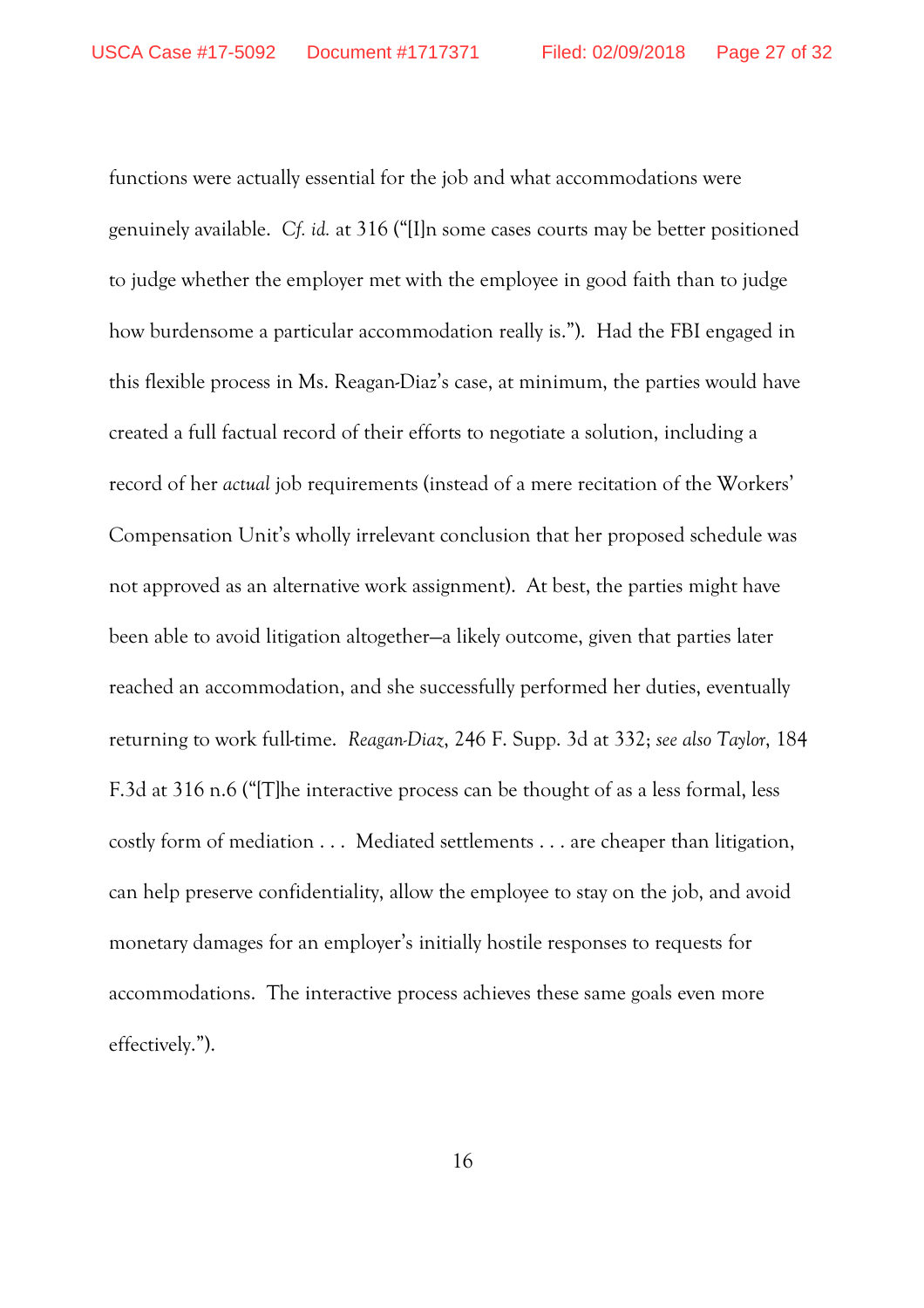functions were actually essential for the job and what accommodations were genuinely available. *Cf. id.* at 316 ("[I]n some cases courts may be better positioned to judge whether the employer met with the employee in good faith than to judge how burdensome a particular accommodation really is."). Had the FBI engaged in this flexible process in Ms. Reagan-Diaz's case, at minimum, the parties would have created a full factual record of their efforts to negotiate a solution, including a record of her *actual* job requirements (instead of a mere recitation of the Workers' Compensation Unit's wholly irrelevant conclusion that her proposed schedule was not approved as an alternative work assignment). At best, the parties might have been able to avoid litigation altogether—a likely outcome, given that parties later reached an accommodation, and she successfully performed her duties, eventually returning to work full-time. *Reagan-Diaz*, 246 F. Supp. 3d at 332; *see also Taylor*, 184 F.3d at 316 n.6 ("[T]he interactive process can be thought of as a less formal, less costly form of mediation . . . Mediated settlements . . . are cheaper than litigation, can help preserve confidentiality, allow the employee to stay on the job, and avoid monetary damages for an employer's initially hostile responses to requests for accommodations. The interactive process achieves these same goals even more effectively.").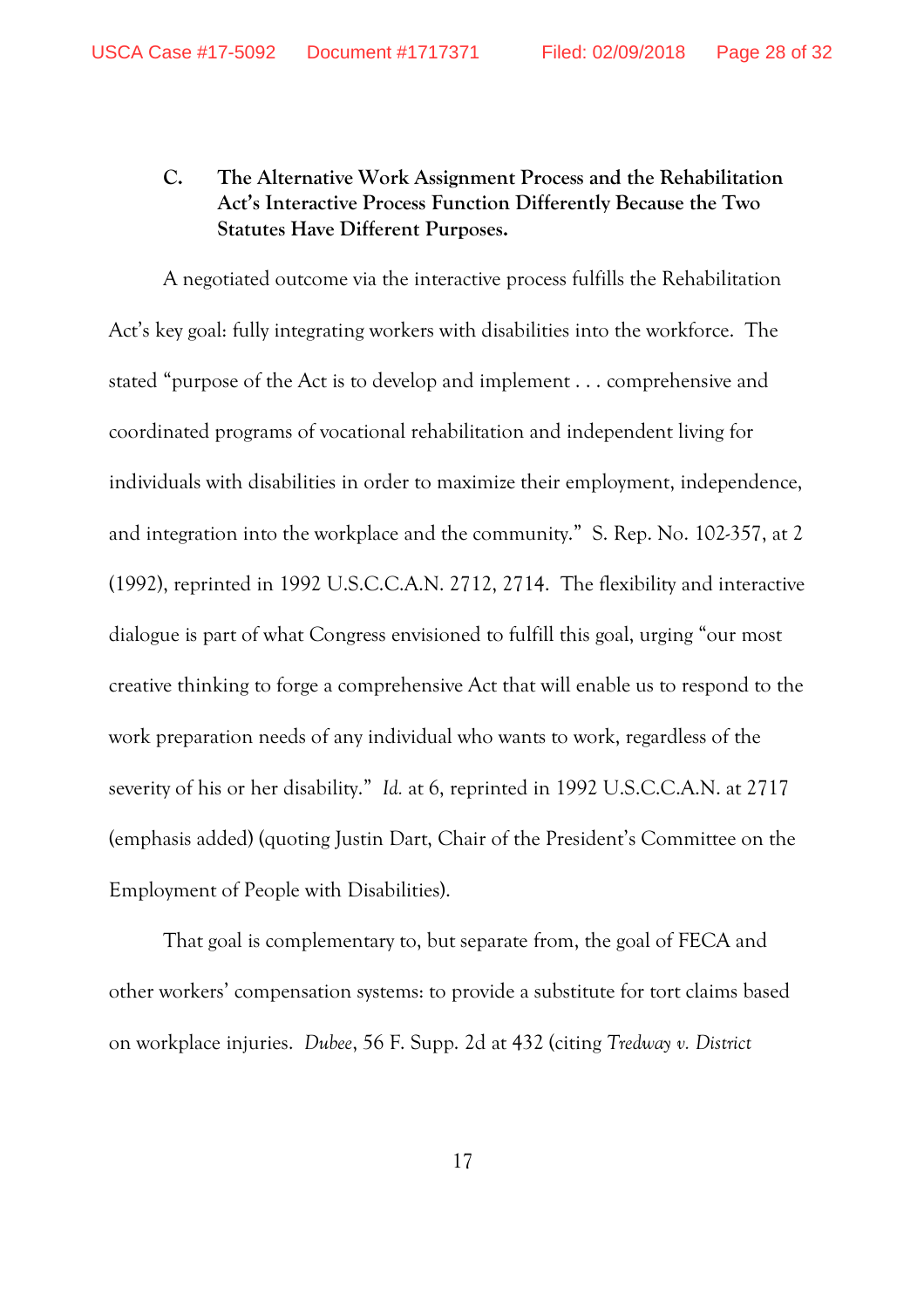### C. The Alternative Work Assignment Process and the Rehabilitation Act's Interactive Process Function Differently Because the Two Statutes Have Different Purposes.

A negotiated outcome via the interactive process fulfills the Rehabilitation Act's key goal: fully integrating workers with disabilities into the workforce. The stated "purpose of the Act is to develop and implement . . . comprehensive and coordinated programs of vocational rehabilitation and independent living for individuals with disabilities in order to maximize their employment, independence, and integration into the workplace and the community." S. Rep. No. 102-357, at 2 (1992), reprinted in 1992 U.S.C.C.A.N. 2712, 2714. The flexibility and interactive dialogue is part of what Congress envisioned to fulfill this goal, urging "our most creative thinking to forge a comprehensive Act that will enable us to respond to the work preparation needs of any individual who wants to work, regardless of the severity of his or her disability." *Id.* at 6, reprinted in 1992 U.S.C.C.A.N. at 2717 (emphasis added) (quoting Justin Dart, Chair of the President's Committee on the Employment of People with Disabilities).

That goal is complementary to, but separate from, the goal of FECA and other workers' compensation systems: to provide a substitute for tort claims based on workplace injuries. *Dubee*, 56 F. Supp. 2d at 432 (citing *Tredway v. District*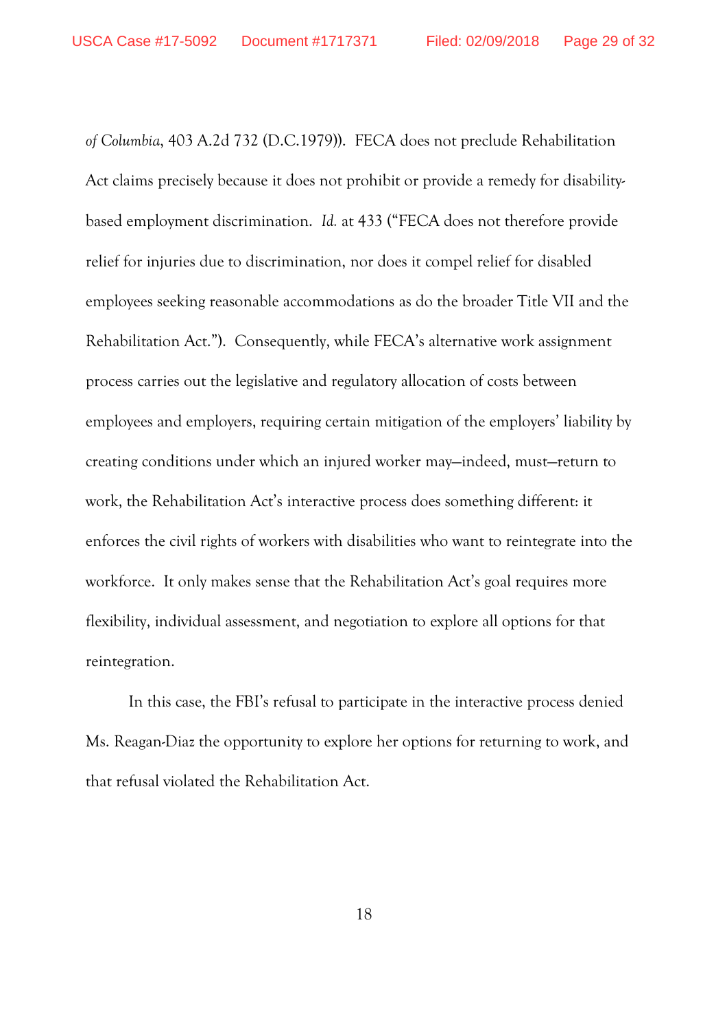*of Columbia*, 403 A.2d 732 (D.C.1979)). FECA does not preclude Rehabilitation Act claims precisely because it does not prohibit or provide a remedy for disability-based employment discrimination. *Id.* at 433 ("FECA does not therefore provide relief for injuries due to discrimination, nor does it compel relief for disabled employees seeking reasonable accommodations as do the broader Title VII and the Rehabilitation Act."). Consequently, while FECA's alternative work assignment process carries out the legislative and regulatory allocation of costs between employees and employers, requiring certain mitigation of the employers' liability by creating conditions under which an injured worker may—indeed, must—return to work, the Rehabilitation Act's interactive process does something different: it enforces the civil rights of workers with disabilities who want to reintegrate into the workforce. It only makes sense that the Rehabilitation Act's goal requires more flexibility, individual assessment, and negotiation to explore all options for that reintegration.

In this case, the FBI's refusal to participate in the interactive process denied Ms. Reagan-Diaz the opportunity to explore her options for returning to work, and that refusal violated the Rehabilitation Act.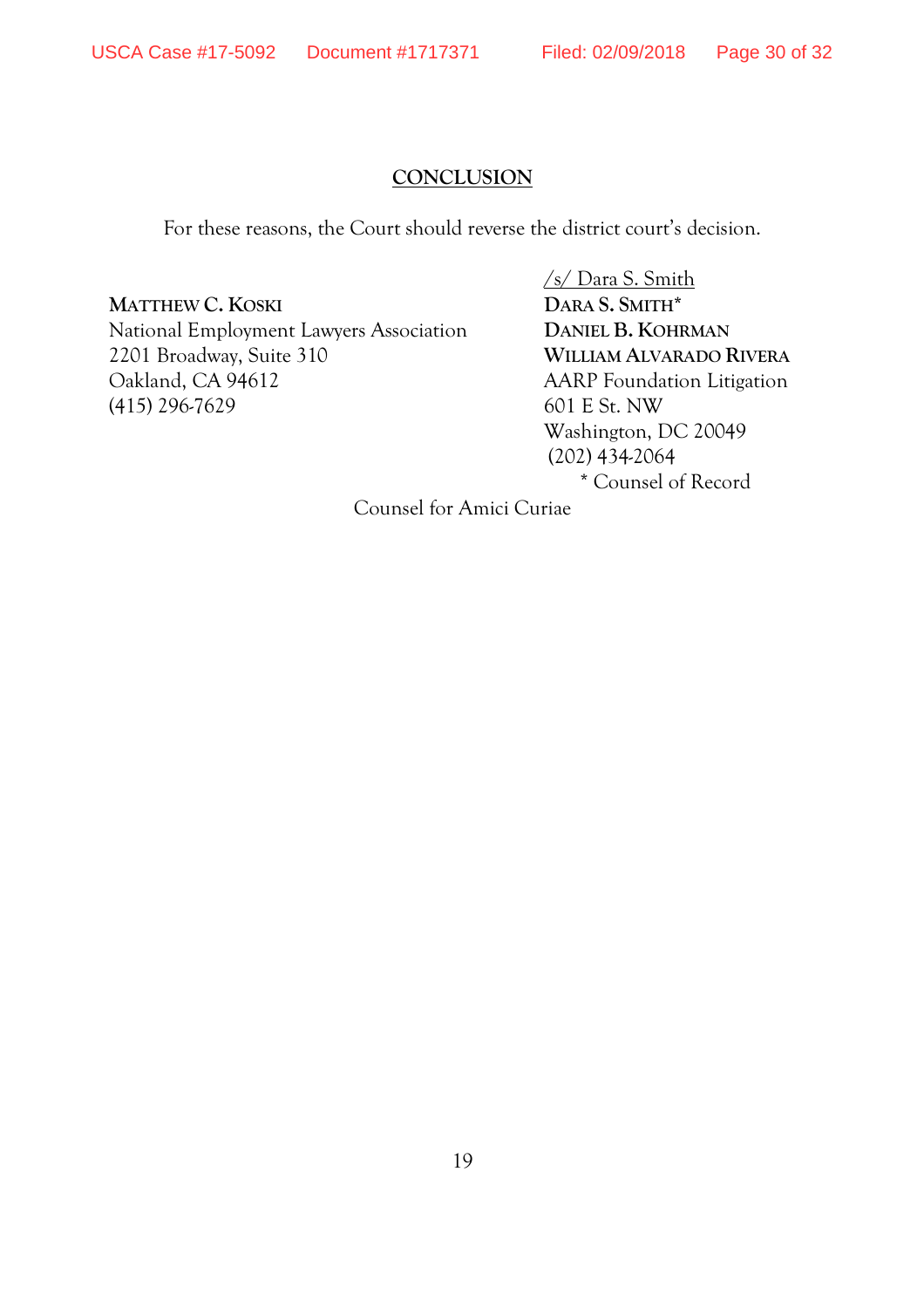## CONCLUSION

For these reasons, the Court should reverse the district court's decision.

/s/ Dara S. Smith
DARA S. SMITH*
DANIEL B. KOHRMAN
WILLIAM ALVARADO RIVERA
AARP Foundation Litigation
601 E St. NW
Washington, DC 20049
(202) 434-2064
\* Counsel of Record

MATTHEW C. KOSKI
National Employment Lawyers Association
2201 Broadway, Suite 310
Oakland, CA 94612
(415) 296-7629

Counsel for Amici Curiae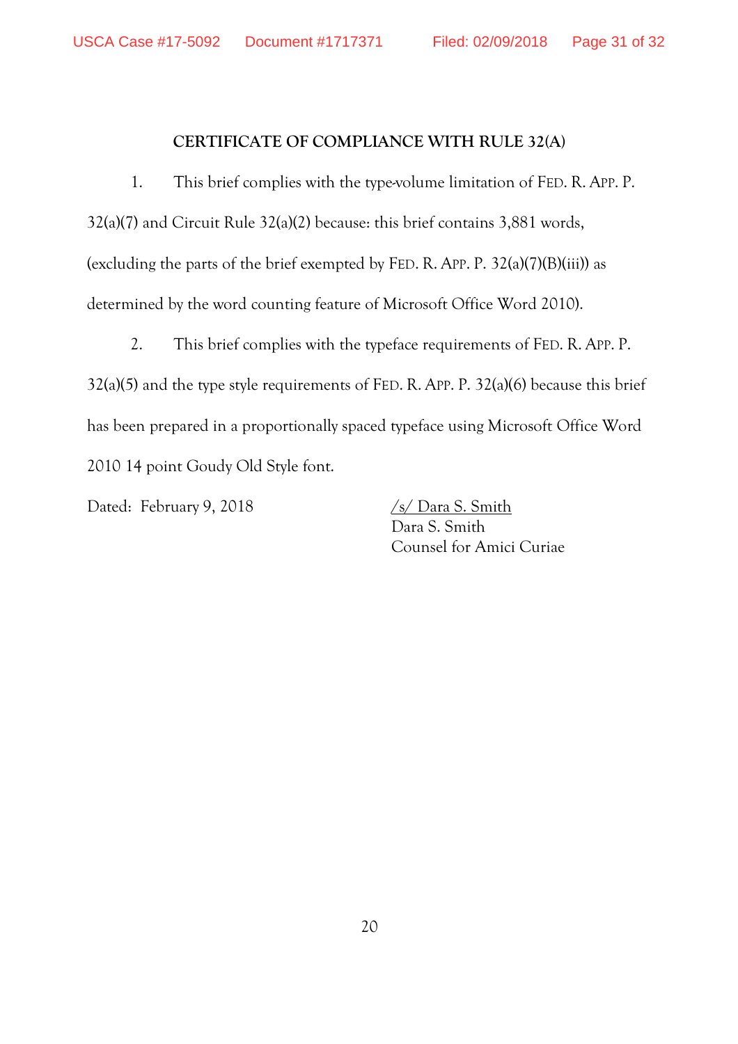## CERTIFICATE OF COMPLIANCE WITH RULE 32(A)

1. This brief complies with the type-volume limitation of FED. R. APP. P. 32(a)(7) and Circuit Rule 32(a)(2) because: this brief contains 3,881 words, (excluding the parts of the brief exempted by FED. R. APP. P. 32(a)(7)(B)(iii)) as determined by the word counting feature of Microsoft Office Word 2010).

2. This brief complies with the typeface requirements of FED. R. APP. P. 32(a)(5) and the type style requirements of FED. R. APP. P. 32(a)(6) because this brief has been prepared in a proportionally spaced typeface using Microsoft Office Word 2010 14 point Goudy Old Style font.

Dated: February 9, 2018

/s/ Dara S. Smith
Dara S. Smith
Counsel for Amici Curiae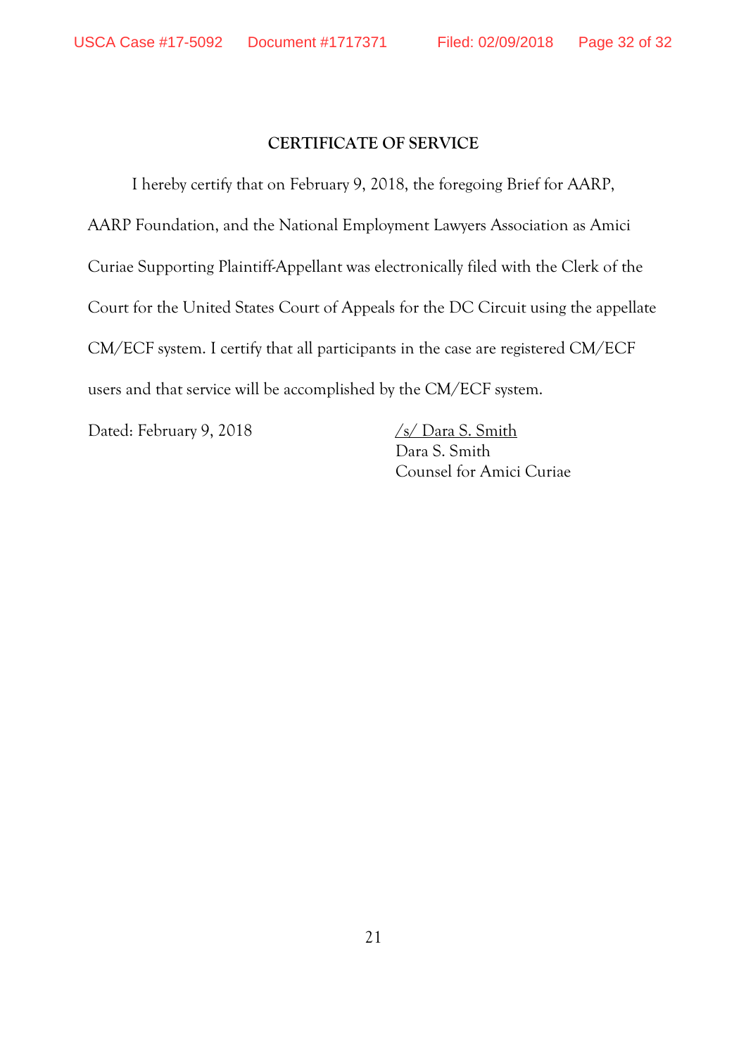## CERTIFICATE OF SERVICE

I hereby certify that on February 9, 2018, the foregoing Brief for AARP, AARP Foundation, and the National Employment Lawyers Association as Amici Curiae Supporting Plaintiff-Appellant was electronically filed with the Clerk of the Court for the United States Court of Appeals for the DC Circuit using the appellate CM/ECF system. I certify that all participants in the case are registered CM/ECF users and that service will be accomplished by the CM/ECF system.

Dated: February 9, 2018

/s/ Dara S. Smith
Dara S. Smith
Counsel for Amici Curiae